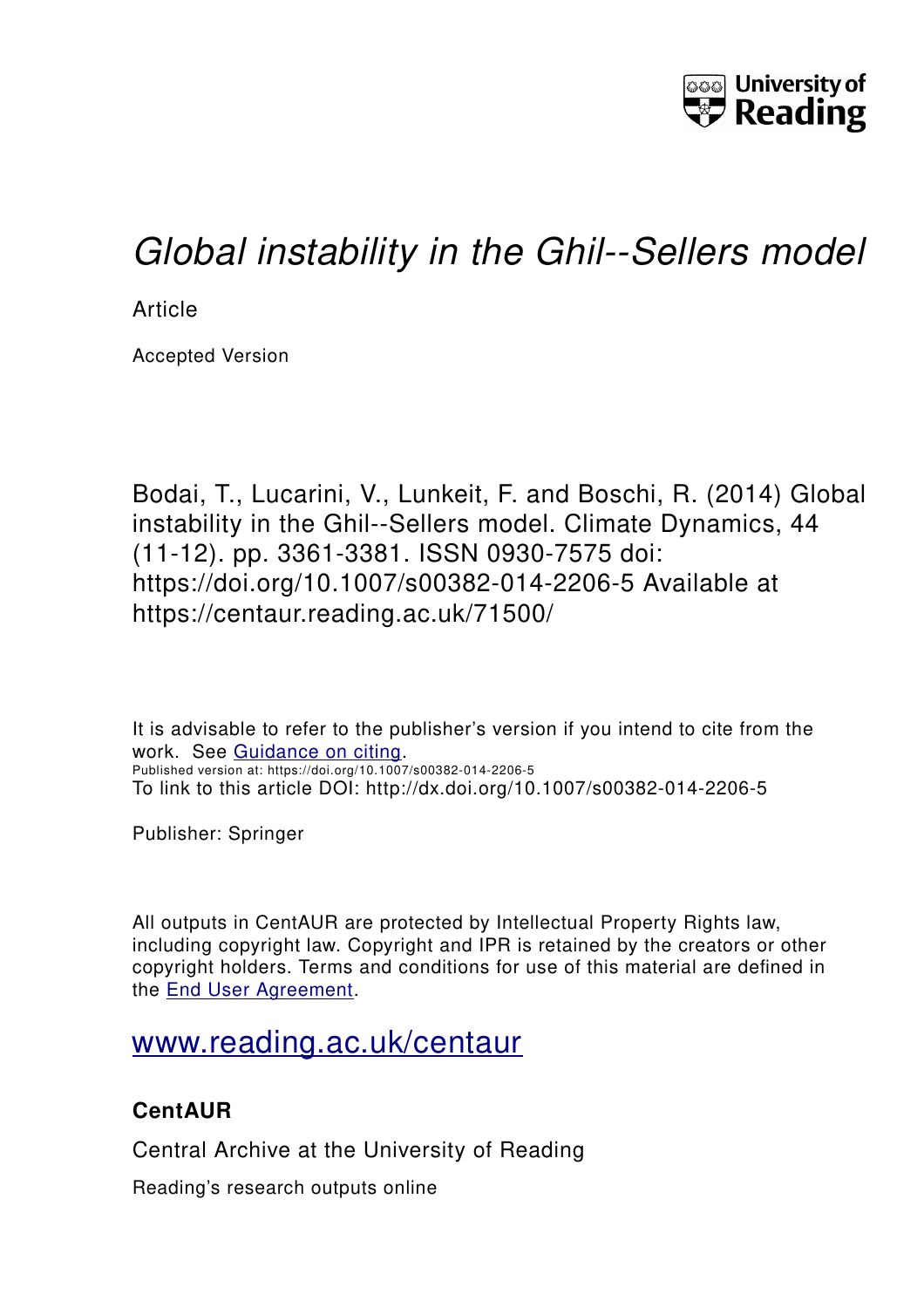# *Global instability in the Ghil--Sellers model*

Article

Accepted Version

Bodai, T., Lucarini, V., Lunkeit, F. and Boschi, R. (2014) Global instability in the Ghil--Sellers model. Climate Dynamics, 44 (11-12). pp. 3361-3381. ISSN 0930-7575 doi: https://doi.org/10.1007/s00382-014-2206-5 Available at https://centaur.reading.ac.uk/71500/

It is advisable to refer to the publisher's version if you intend to cite from the work. See Guidance on citing.

Published version at: https://doi.org/10.1007/s00382-014-2206-5

To link to this article DOI: http://dx.doi.org/10.1007/s00382-014-2206-5

Publisher: Springer

All outputs in CentAUR are protected by Intellectual Property Rights law, including copyright law. Copyright and IPR is retained by the creators or other copyright holders. Terms and conditions for use of this material are defined in the End User Agreement.

www.reading.ac.uk/centaur

## CentAUR

Central Archive at the University of Reading

Reading's research outputs online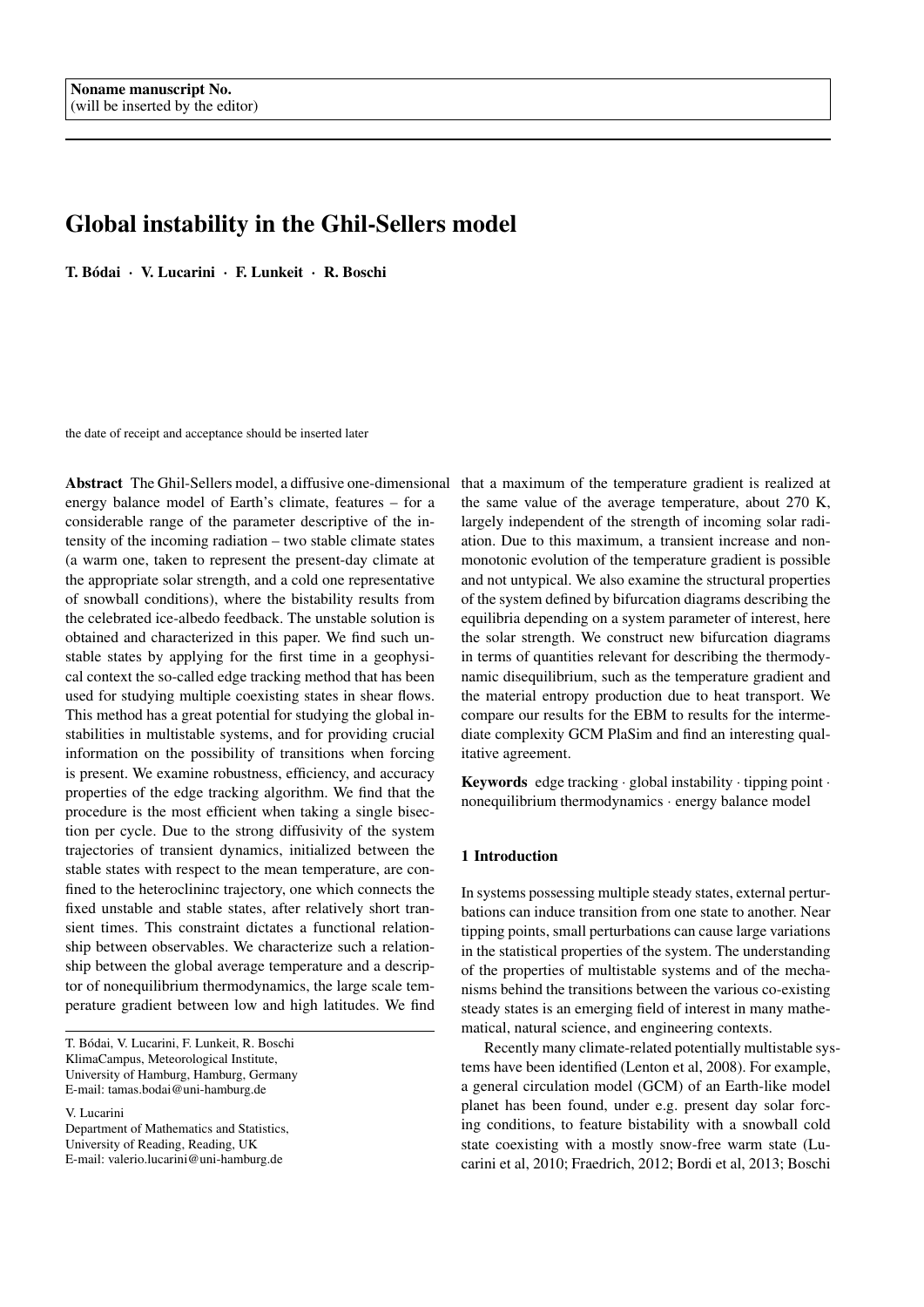Noname manuscript No.
(will be inserted by the editor)

# Global instability in the Ghil-Sellers model

**T. Bódai · V. Lucarini · F. Lunkeit · R. Boschi**

the date of receipt and acceptance should be inserted later

**Abstract** The Ghil-Sellers model, a diffusive one-dimensional energy balance model of Earth's climate, features – for a considerable range of the parameter descriptive of the intensity of the incoming radiation – two stable climate states (a warm one, taken to represent the present-day climate at the appropriate solar strength, and a cold one representative of snowball conditions), where the bistability results from the celebrated ice-albedo feedback. The unstable solution is obtained and characterized in this paper. We find such unstable states by applying for the first time in a geophysical context the so-called edge tracking method that has been used for studying multiple coexisting states in shear flows. This method has a great potential for studying the global instabilities in multistable systems, and for providing crucial information on the possibility of transitions when forcing is present. We examine robustness, efficiency, and accuracy properties of the edge tracking algorithm. We find that the procedure is the most efficient when taking a single bisection per cycle. Due to the strong diffusivity of the system trajectories of transient dynamics, initialized between the stable states with respect to the mean temperature, are confined to the heteroclininc trajectory, one which connects the fixed unstable and stable states, after relatively short transient times. This constraint dictates a functional relationship between observables. We characterize such a relationship between the global average temperature and a descriptor of nonequilibrium thermodynamics, the large scale temperature gradient between low and high latitudes. We find that a maximum of the temperature gradient is realized at the same value of the average temperature, about 270 K, largely independent of the strength of incoming solar radiation. Due to this maximum, a transient increase and non-monotonic evolution of the temperature gradient is possible and not untypical. We also examine the structural properties of the system defined by bifurcation diagrams describing the equilibria depending on a system parameter of interest, here the solar strength. We construct new bifurcation diagrams in terms of quantities relevant for describing the thermodynamic disequilibrium, such as the temperature gradient and the material entropy production due to heat transport. We compare our results for the EBM to results for the intermediate complexity GCM PlaSim and find an interesting qualitative agreement.

**Keywords** edge tracking · global instability · tipping point · nonequilibrium thermodynamics · energy balance model

T. Bódai, V. Lucarini, F. Lunkeit, R. Boschi
KlimaCampus, Meteorological Institute,
University of Hamburg, Hamburg, Germany
E-mail: tamas.bodai@uni-hamburg.de

V. Lucarini
Department of Mathematics and Statistics,
University of Reading, Reading, UK
E-mail: valerio.lucarini@uni-hamburg.de

## 1 Introduction

In systems possessing multiple steady states, external perturbations can induce transition from one state to another. Near tipping points, small perturbations can cause large variations in the statistical properties of the system. The understanding of the properties of multistable systems and of the mechanisms behind the transitions between the various co-existing steady states is an emerging field of interest in many mathematical, natural science, and engineering contexts.

Recently many climate-related potentially multistable systems have been identified (Lenton et al, 2008). For example, a general circulation model (GCM) of an Earth-like model planet has been found, under e.g. present day solar forcing conditions, to feature bistability with a snowball cold state coexisting with a mostly snow-free warm state (Lucarini et al, 2010; Fraedrich, 2012; Bordi et al, 2013; Boschi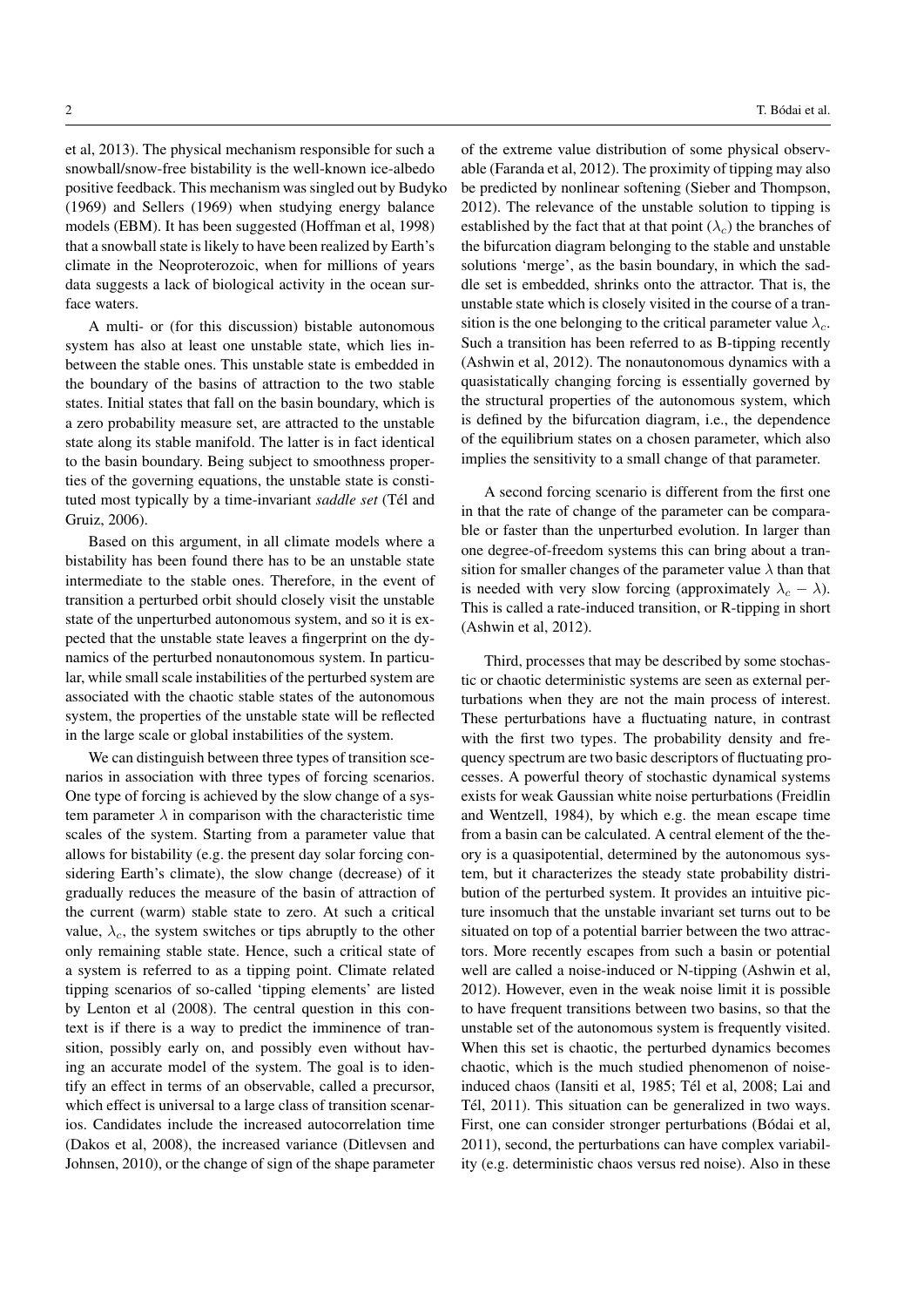et al, 2013). The physical mechanism responsible for such a snowball/snow-free bistability is the well-known ice-albedo positive feedback. This mechanism was singled out by Budyko (1969) and Sellers (1969) when studying energy balance models (EBM). It has been suggested (Hoffman et al, 1998) that a snowball state is likely to have been realized by Earth's climate in the Neoproterozoic, when for millions of years data suggests a lack of biological activity in the ocean surface waters.

A multi- or (for this discussion) bistable autonomous system has also at least one unstable state, which lies inbetween the stable ones. This unstable state is embedded in the boundary of the basins of attraction to the two stable states. Initial states that fall on the basin boundary, which is a zero probability measure set, are attracted to the unstable state along its stable manifold. The latter is in fact identical to the basin boundary. Being subject to smoothness properties of the governing equations, the unstable state is constituted most typically by a time-invariant *saddle set* (Tél and Gruiz, 2006).

Based on this argument, in all climate models where a bistability has been found there has to be an unstable state intermediate to the stable ones. Therefore, in the event of transition a perturbed orbit should closely visit the unstable state of the unperturbed autonomous system, and so it is expected that the unstable state leaves a fingerprint on the dynamics of the perturbed nonautonomous system. In particular, while small scale instabilities of the perturbed system are associated with the chaotic stable states of the autonomous system, the properties of the unstable state will be reflected in the large scale or global instabilities of the system.

We can distinguish between three types of transition scenarios in association with three types of forcing scenarios. One type of forcing is achieved by the slow change of a system parameter $\lambda$ in comparison with the characteristic time scales of the system. Starting from a parameter value that allows for bistability (e.g. the present day solar forcing considering Earth's climate), the slow change (decrease) of it gradually reduces the measure of the basin of attraction of the current (warm) stable state to zero. At such a critical value, $\lambda_c$, the system switches or tips abruptly to the other only remaining stable state. Hence, such a critical state of a system is referred to as a tipping point. Climate related tipping scenarios of so-called 'tipping elements' are listed by Lenton et al (2008). The central question in this context is if there is a way to predict the imminence of transition, possibly early on, and possibly even without having an accurate model of the system. The goal is to identify an effect in terms of an observable, called a precursor, which effect is universal to a large class of transition scenarios. Candidates include the increased autocorrelation time (Dakos et al, 2008), the increased variance (Ditlevsen and Johnsen, 2010), or the change of sign of the shape parameter of the extreme value distribution of some physical observable (Faranda et al, 2012). The proximity of tipping may also be predicted by nonlinear softening (Sieber and Thompson, 2012). The relevance of the unstable solution to tipping is established by the fact that at that point ($\lambda_c$) the branches of the bifurcation diagram belonging to the stable and unstable solutions 'merge', as the basin boundary, in which the saddle set is embedded, shrinks onto the attractor. That is, the unstable state which is closely visited in the course of a transition is the one belonging to the critical parameter value $\lambda_c$. Such a transition has been referred to as B-tipping recently (Ashwin et al, 2012). The nonautonomous dynamics with a quasistatically changing forcing is essentially governed by the structural properties of the autonomous system, which is defined by the bifurcation diagram, i.e., the dependence of the equilibrium states on a chosen parameter, which also implies the sensitivity to a small change of that parameter.

A second forcing scenario is different from the first one in that the rate of change of the parameter can be comparable or faster than the unperturbed evolution. In larger than one degree-of-freedom systems this can bring about a transition for smaller changes of the parameter value $\lambda$ than that is needed with very slow forcing (approximately $\lambda_c - \lambda$). This is called a rate-induced transition, or R-tipping in short (Ashwin et al, 2012).

Third, processes that may be described by some stochastic or chaotic deterministic systems are seen as external perturbations when they are not the main process of interest. These perturbations have a fluctuating nature, in contrast with the first two types. The probability density and frequency spectrum are two basic descriptors of fluctuating processes. A powerful theory of stochastic dynamical systems exists for weak Gaussian white noise perturbations (Freidlin and Wentzell, 1984), by which e.g. the mean escape time from a basin can be calculated. A central element of the theory is a quasipotential, determined by the autonomous system, but it characterizes the steady state probability distribution of the perturbed system. It provides an intuitive picture insomuch that the unstable invariant set turns out to be situated on top of a potential barrier between the two attractors. More recently escapes from such a basin or potential well are called a noise-induced or N-tipping (Ashwin et al, 2012). However, even in the weak noise limit it is possible to have frequent transitions between two basins, so that the unstable set of the autonomous system is frequently visited. When this set is chaotic, the perturbed dynamics becomes chaotic, which is the much studied phenomenon of noise-induced chaos (Iansiti et al, 1985; Tél et al, 2008; Lai and Tél, 2011). This situation can be generalized in two ways. First, one can consider stronger perturbations (Bódai et al, 2011), second, the perturbations can have complex variability (e.g. deterministic chaos versus red noise). Also in these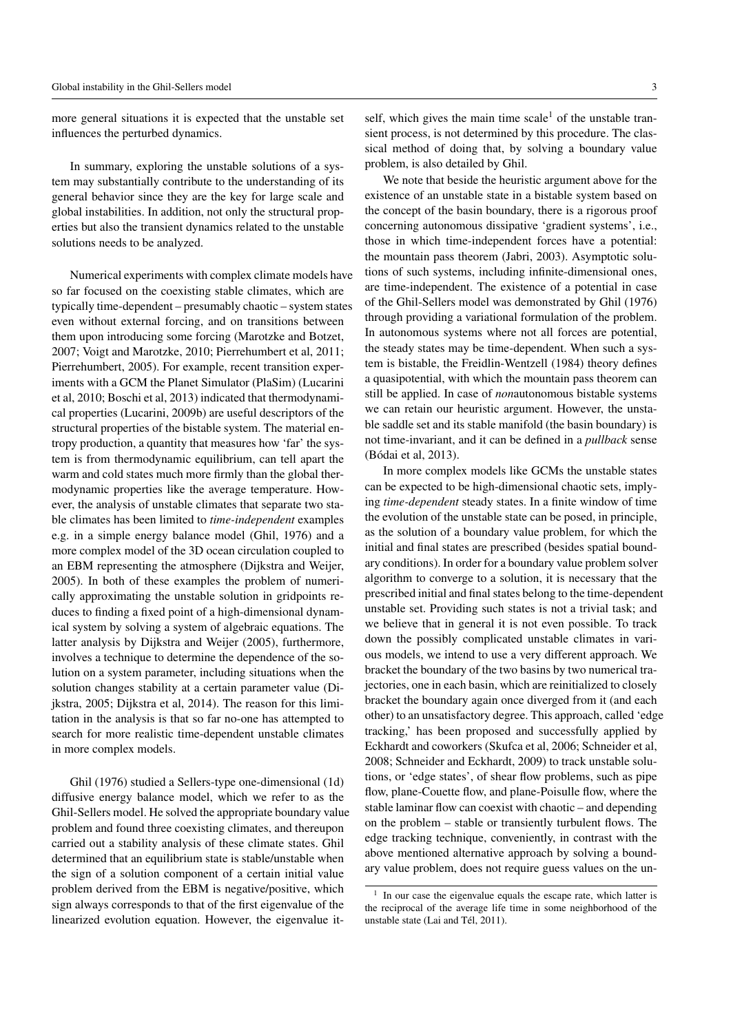more general situations it is expected that the unstable set influences the perturbed dynamics.

In summary, exploring the unstable solutions of a system may substantially contribute to the understanding of its general behavior since they are the key for large scale and global instabilities. In addition, not only the structural properties but also the transient dynamics related to the unstable solutions needs to be analyzed.

Numerical experiments with complex climate models have so far focused on the coexisting stable climates, which are typically time-dependent – presumably chaotic – system states even without external forcing, and on transitions between them upon introducing some forcing (Marotzke and Botzet, 2007; Voigt and Marotzke, 2010; Pierrehumbert et al, 2011; Pierrehumbert, 2005). For example, recent transition experiments with a GCM the Planet Simulator (PlaSim) (Lucarini et al, 2010; Boschi et al, 2013) indicated that thermodynamical properties (Lucarini, 2009b) are useful descriptors of the structural properties of the bistable system. The material entropy production, a quantity that measures how 'far' the system is from thermodynamic equilibrium, can tell apart the warm and cold states much more firmly than the global thermodynamic properties like the average temperature. However, the analysis of unstable climates that separate two stable climates has been limited to *time-independent* examples e.g. in a simple energy balance model (Ghil, 1976) and a more complex model of the 3D ocean circulation coupled to an EBM representing the atmosphere (Dijkstra and Weijer, 2005). In both of these examples the problem of numerically approximating the unstable solution in gridpoints reduces to finding a fixed point of a high-dimensional dynamical system by solving a system of algebraic equations. The latter analysis by Dijkstra and Weijer (2005), furthermore, involves a technique to determine the dependence of the solution on a system parameter, including situations when the solution changes stability at a certain parameter value (Dijkstra, 2005; Dijkstra et al, 2014). The reason for this limitation in the analysis is that so far no-one has attempted to search for more realistic time-dependent unstable climates in more complex models.

Ghil (1976) studied a Sellers-type one-dimensional (1d) diffusive energy balance model, which we refer to as the Ghil-Sellers model. He solved the appropriate boundary value problem and found three coexisting climates, and thereupon carried out a stability analysis of these climate states. Ghil determined that an equilibrium state is stable/unstable when the sign of a solution component of a certain initial value problem derived from the EBM is negative/positive, which sign always corresponds to that of the first eigenvalue of the linearized evolution equation. However, the eigenvalue itself, which gives the main time scale[1] of the unstable transient process, is not determined by this procedure. The classical method of doing that, by solving a boundary value problem, is also detailed by Ghil.

We note that beside the heuristic argument above for the existence of an unstable state in a bistable system based on the concept of the basin boundary, there is a rigorous proof concerning autonomous dissipative 'gradient systems', i.e., those in which time-independent forces have a potential: the mountain pass theorem (Jabri, 2003). Asymptotic solutions of such systems, including infinite-dimensional ones, are time-independent. The existence of a potential in case of the Ghil-Sellers model was demonstrated by Ghil (1976) through providing a variational formulation of the problem. In autonomous systems where not all forces are potential, the steady states may be time-dependent. When such a system is bistable, the Freidlin-Wentzell (1984) theory defines a quasipotential, with which the mountain pass theorem can still be applied. In case of *non*autonomous bistable systems we can retain our heuristic argument. However, the unstable saddle set and its stable manifold (the basin boundary) is not time-invariant, and it can be defined in a *pullback* sense (Bódai et al, 2013).

In more complex models like GCMs the unstable states can be expected to be high-dimensional chaotic sets, implying *time-dependent* steady states. In a finite window of time the evolution of the unstable state can be posed, in principle, as the solution of a boundary value problem, for which the initial and final states are prescribed (besides spatial boundary conditions). In order for a boundary value problem solver algorithm to converge to a solution, it is necessary that the prescribed initial and final states belong to the time-dependent unstable set. Providing such states is not a trivial task; and we believe that in general it is not even possible. To track down the possibly complicated unstable climates in various models, we intend to use a very different approach. We bracket the boundary of the two basins by two numerical trajectories, one in each basin, which are reinitialized to closely bracket the boundary again once diverged from it (and each other) to an unsatisfactory degree. This approach, called 'edge tracking,' has been proposed and successfully applied by Eckhardt and coworkers (Skufca et al, 2006; Schneider et al, 2008; Schneider and Eckhardt, 2009) to track unstable solutions, or 'edge states', of shear flow problems, such as pipe flow, plane-Couette flow, and plane-Poisulle flow, where the stable laminar flow can coexist with chaotic – and depending on the problem – stable or transiently turbulent flows. The edge tracking technique, conveniently, in contrast with the above mentioned alternative approach by solving a boundary value problem, does not require guess values on the un-

[1] In our case the eigenvalue equals the escape rate, which latter is the reciprocal of the average life time in some neighborhood of the unstable state (Lai and Tél, 2011).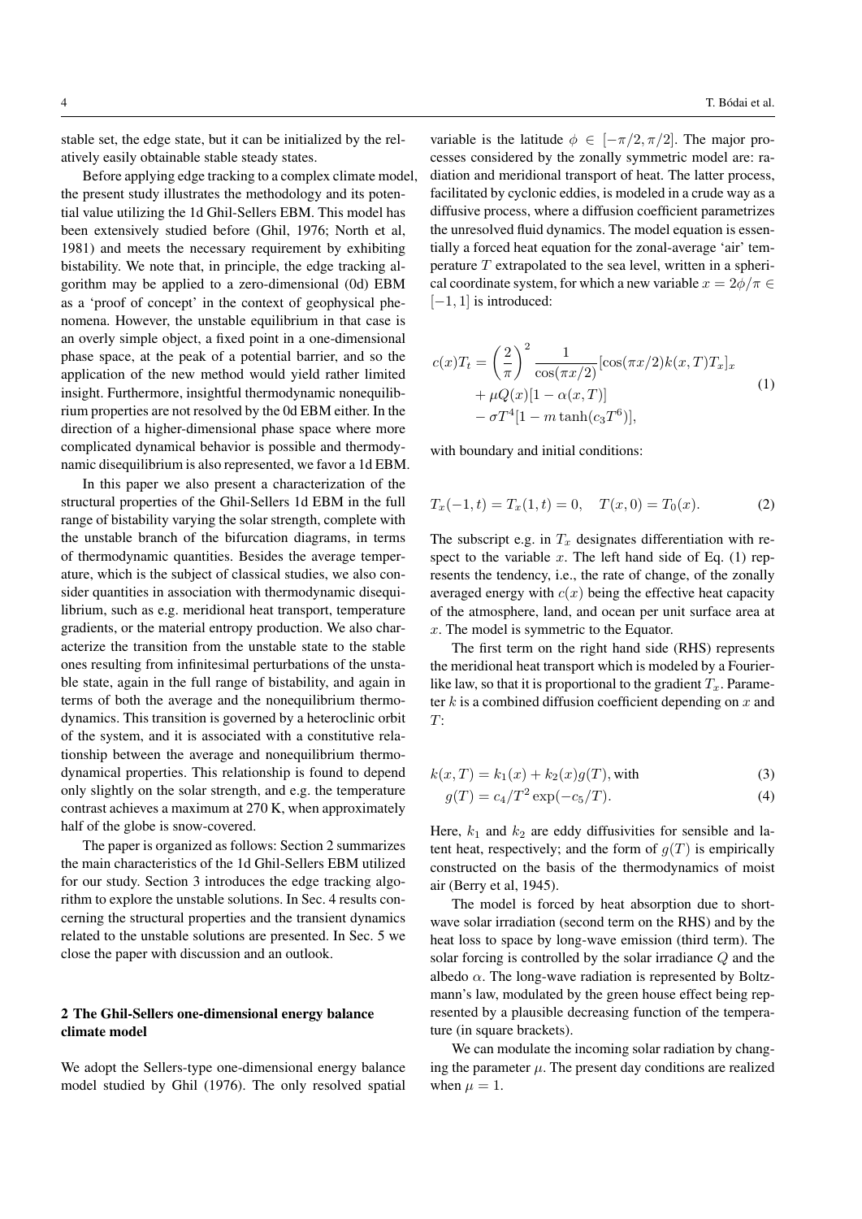stable set, the edge state, but it can be initialized by the relatively easily obtainable stable steady states.

Before applying edge tracking to a complex climate model, the present study illustrates the methodology and its potential value utilizing the 1d Ghil-Sellers EBM. This model has been extensively studied before (Ghil, 1976; North et al, 1981) and meets the necessary requirement by exhibiting bistability. We note that, in principle, the edge tracking algorithm may be applied to a zero-dimensional (0d) EBM as a 'proof of concept' in the context of geophysical phenomena. However, the unstable equilibrium in that case is an overly simple object, a fixed point in a one-dimensional phase space, at the peak of a potential barrier, and so the application of the new method would yield rather limited insight. Furthermore, insightful thermodynamic nonequilibrium properties are not resolved by the 0d EBM either. In the direction of a higher-dimensional phase space where more complicated dynamical behavior is possible and thermodynamic disequilibrium is also represented, we favor a 1d EBM.

In this paper we also present a characterization of the structural properties of the Ghil-Sellers 1d EBM in the full range of bistability varying the solar strength, complete with the unstable branch of the bifurcation diagrams, in terms of thermodynamic quantities. Besides the average temperature, which is the subject of classical studies, we also consider quantities in association with thermodynamic disequilibrium, such as e.g. meridional heat transport, temperature gradients, or the material entropy production. We also characterize the transition from the unstable state to the stable ones resulting from infinitesimal perturbations of the unstable state, again in the full range of bistability, and again in terms of both the average and the nonequilibrium thermodynamics. This transition is governed by a heteroclinic orbit of the system, and it is associated with a constitutive relationship between the average and nonequilibrium thermodynamical properties. This relationship is found to depend only slightly on the solar strength, and e.g. the temperature contrast achieves a maximum at 270 K, when approximately half of the globe is snow-covered.

The paper is organized as follows: Section 2 summarizes the main characteristics of the 1d Ghil-Sellers EBM utilized for our study. Section 3 introduces the edge tracking algorithm to explore the unstable solutions. In Sec. 4 results concerning the structural properties and the transient dynamics related to the unstable solutions are presented. In Sec. 5 we close the paper with discussion and an outlook.

## 2 The Ghil-Sellers one-dimensional energy balance climate model

We adopt the Sellers-type one-dimensional energy balance model studied by Ghil (1976). The only resolved spatial variable is the latitude $\phi \in [-\pi/2, \pi/2]$. The major processes considered by the zonally symmetric model are: radiation and meridional transport of heat. The latter process, facilitated by cyclonic eddies, is modeled in a crude way as a diffusive process, where a diffusion coefficient parametrizes the unresolved fluid dynamics. The model equation is essentially a forced heat equation for the zonal-average 'air' temperature $T$ extrapolated to the sea level, written in a spherical coordinate system, for which a new variable $x = 2\phi/\pi \in [-1, 1]$ is introduced:

$$
\begin{aligned}
c(x)T_t = &\left(\frac{2}{\pi}\right)^2 \frac{1}{\cos(\pi x/2)}[\cos(\pi x/2)k(x,T)T_x]_x \\
&+ \mu Q(x)[1 - \alpha(x,T)] \\
&- \sigma T^4[1 - m\tanh(c_3 T^6)],
\end{aligned}
\tag{1}
$$

with boundary and initial conditions:

$$
T_x(-1,t) = T_x(1,t) = 0, \quad T(x,0) = T_0(x). \tag{2}
$$

The subscript e.g. in $T_x$ designates differentiation with respect to the variable $x$. The left hand side of Eq. (1) represents the tendency, i.e., the rate of change, of the zonally averaged energy with $c(x)$ being the effective heat capacity of the atmosphere, land, and ocean per unit surface area at $x$. The model is symmetric to the Equator.

The first term on the right hand side (RHS) represents the meridional heat transport which is modeled by a Fourier-like law, so that it is proportional to the gradient $T_x$. Parameter $k$ is a combined diffusion coefficient depending on $x$ and $T$:

$$
k(x,T) = k_1(x) + k_2(x)g(T), \text{with} \tag{3}
$$

$$
g(T) = c_4/T^2 \exp(-c_5/T). \tag{4}
$$

Here, $k_1$ and $k_2$ are eddy diffusivities for sensible and latent heat, respectively; and the form of $g(T)$ is empirically constructed on the basis of the thermodynamics of moist air (Berry et al, 1945).

The model is forced by heat absorption due to shortwave solar irradiation (second term on the RHS) and by the heat loss to space by long-wave emission (third term). The solar forcing is controlled by the solar irradiance $Q$ and the albedo $\alpha$. The long-wave radiation is represented by Boltzmann's law, modulated by the green house effect being represented by a plausible decreasing function of the temperature (in square brackets).

We can modulate the incoming solar radiation by changing the parameter $\mu$. The present day conditions are realized when $\mu = 1$.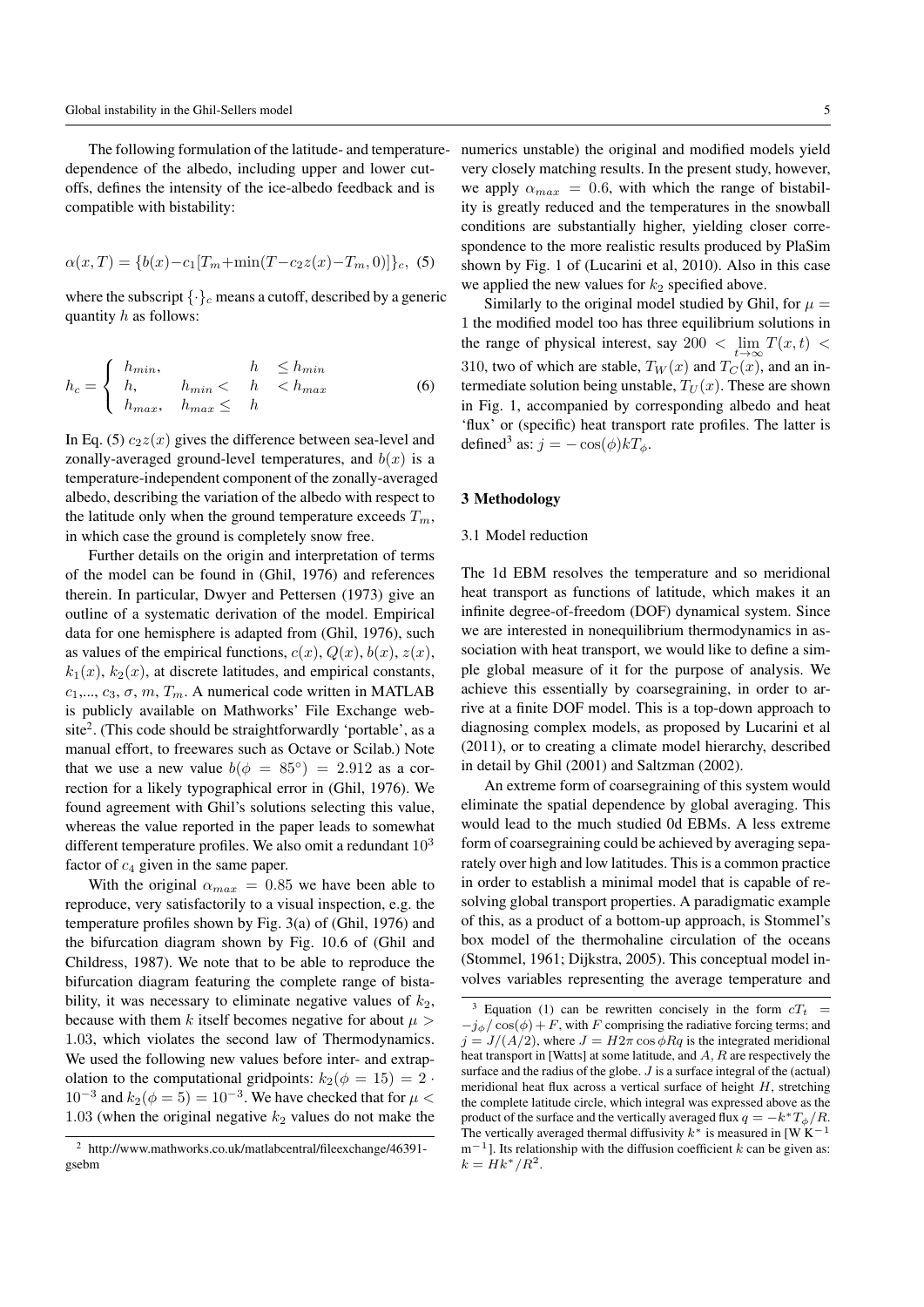The following formulation of the latitude- and temperature-dependence of the albedo, including upper and lower cutoffs, defines the intensity of the ice-albedo feedback and is compatible with bistability:

$$\alpha(x,T) = \{b(x) - c_1[T_m + \min(T - c_2 z(x) - T_m, 0)]\}_c, \quad (5)$$

where the subscript $\{\cdot\}_c$ means a cutoff, described by a generic quantity $h$ as follows:

$$h_c = \begin{cases} h_{min}, & h \leq h_{min} \\ h, & h_{min} < h < h_{max} \\ h_{max}, & h_{max} \leq h \end{cases} \quad (6)$$

In Eq. (5) $c_2 z(x)$ gives the difference between sea-level and zonally-averaged ground-level temperatures, and $b(x)$ is a temperature-independent component of the zonally-averaged albedo, describing the variation of the albedo with respect to the latitude only when the ground temperature exceeds $T_m$, in which case the ground is completely snow free.

Further details on the origin and interpretation of terms of the model can be found in (Ghil, 1976) and references therein. In particular, Dwyer and Pettersen (1973) give an outline of a systematic derivation of the model. Empirical data for one hemisphere is adapted from (Ghil, 1976), such as values of the empirical functions, $c(x)$, $Q(x)$, $b(x)$, $z(x)$, $k_1(x)$, $k_2(x)$, at discrete latitudes, and empirical constants, $c_1$,..., $c_3$, $\sigma$, $m$, $T_m$. A numerical code written in MATLAB is publicly available on Mathworks' File Exchange website[2]. (This code should be straightforwardly 'portable', as a manual effort, to freewares such as Octave or Scilab.) Note that we use a new value $b(\phi = 85°) = 2.912$ as a correction for a likely typographical error in (Ghil, 1976). We found agreement with Ghil's solutions selecting this value, whereas the value reported in the paper leads to somewhat different temperature profiles. We also omit a redundant $10^3$ factor of $c_4$ given in the same paper.

With the original $\alpha_{max} = 0.85$ we have been able to reproduce, very satisfactorily to a visual inspection, e.g. the temperature profiles shown by Fig. 3(a) of (Ghil, 1976) and the bifurcation diagram shown by Fig. 10.6 of (Ghil and Childress, 1987). We note that to be able to reproduce the bifurcation diagram featuring the complete range of bistability, it was necessary to eliminate negative values of $k_2$, because with them $k$ itself becomes negative for about $\mu > 1.03$, which violates the second law of Thermodynamics. We used the following new values before inter- and extrapolation to the computational gridpoints: $k_2(\phi = 15) = 2 \cdot 10^{-3}$ and $k_2(\phi = 5) = 10^{-3}$. We have checked that for $\mu < 1.03$ (when the original negative $k_2$ values do not make the numerics unstable) the original and modified models yield very closely matching results. In the present study, however, we apply $\alpha_{max} = 0.6$, with which the range of bistability is greatly reduced and the temperatures in the snowball conditions are substantially higher, yielding closer correspondence to the more realistic results produced by PlaSim shown by Fig. 1 of (Lucarini et al, 2010). Also in this case we applied the new values for $k_2$ specified above.

Similarly to the original model studied by Ghil, for $\mu = 1$ the modified model too has three equilibrium solutions in the range of physical interest, say $200 < \lim_{t\to\infty} T(x,t) < 310$, two of which are stable, $T_W(x)$ and $T_C(x)$, and an intermediate solution being unstable, $T_U(x)$. These are shown in Fig. 1, accompanied by corresponding albedo and heat 'flux' or (specific) heat transport rate profiles. The latter is defined[3] as: $j = -\cos(\phi) k T_\phi$.

## 3 Methodology

### 3.1 Model reduction

The 1d EBM resolves the temperature and so meridional heat transport as functions of latitude, which makes it an infinite degree-of-freedom (DOF) dynamical system. Since we are interested in nonequilibrium thermodynamics in association with heat transport, we would like to define a simple global measure of it for the purpose of analysis. We achieve this essentially by coarsegraining, in order to arrive at a finite DOF model. This is a top-down approach to diagnosing complex models, as proposed by Lucarini et al (2011), or to creating a climate model hierarchy, described in detail by Ghil (2001) and Saltzman (2002).

An extreme form of coarsegraining of this system would eliminate the spatial dependence by global averaging. This would lead to the much studied 0d EBMs. A less extreme form of coarsegraining could be achieved by averaging separately over high and low latitudes. This is a common practice in order to establish a minimal model that is capable of resolving global transport properties. A paradigmatic example of this, as a product of a bottom-up approach, is Stommel's box model of the thermohaline circulation of the oceans (Stommel, 1961; Dijkstra, 2005). This conceptual model involves variables representing the average temperature and

[2] http://www.mathworks.co.uk/matlabcentral/fileexchange/46391-gsebm

[3] Equation (1) can be rewritten concisely in the form $cT_t = -j_\phi/\cos(\phi) + F$, with $F$ comprising the radiative forcing terms; and $j = J/(A/2)$, where $J = H 2\pi \cos\phi R q$ is the integrated meridional heat transport in [Watts] at some latitude, and $A$, $R$ are respectively the surface and the radius of the globe. $J$ is a surface integral of the (actual) meridional heat flux across a vertical surface of height $H$, stretching the complete latitude circle, which integral was expressed above as the product of the surface and the vertically averaged flux $q = -k^* T_\phi / R$. The vertically averaged thermal diffusivity $k^*$ is measured in [W K$^{-1}$ m$^{-1}$]. Its relationship with the diffusion coefficient $k$ can be given as: $k = H k^* / R^2$.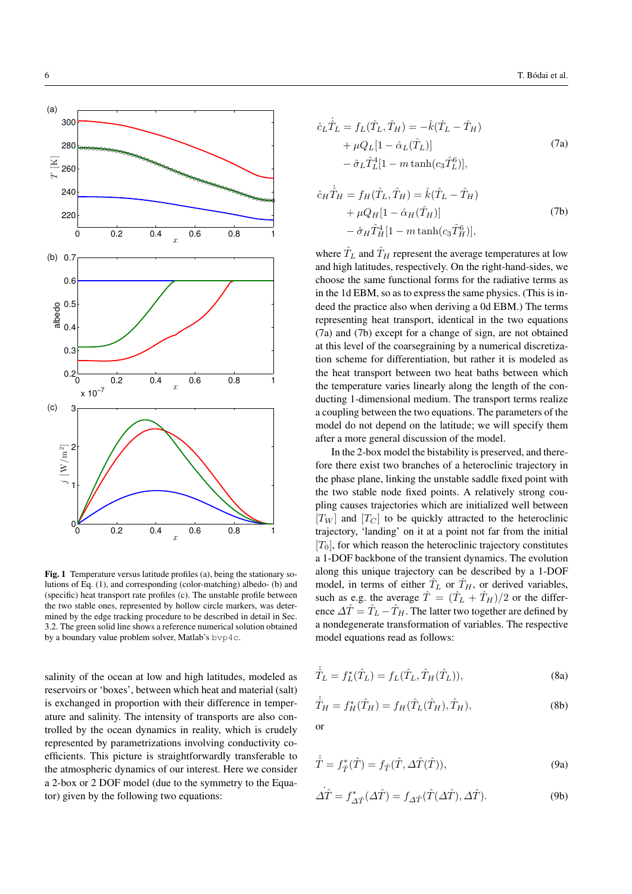**Fig. 1** Temperature versus latitude profiles (a), being the stationary solutions of Eq. (1), and corresponding (color-matching) albedo- (b) and (specific) heat transport rate profiles (c). The unstable profile between the two stable ones, represented by hollow circle markers, was determined by the edge tracking procedure to be described in detail in Sec. 3.2. The green solid line shows a reference numerical solution obtained by a boundary value problem solver, Matlab's `bvp4c`.

salinity of the ocean at low and high latitudes, modeled as reservoirs or 'boxes', between which heat and material (salt) is exchanged in proportion with their difference in temperature and salinity. The intensity of transports are also controlled by the ocean dynamics in reality, which is crudely represented by parametrizations involving conductivity coefficients. This picture is straightforwardly transferable to the atmospheric dynamics of our interest. Here we consider a 2-box or 2 DOF model (due to the symmetry to the Equator) given by the following two equations:

$$
\begin{aligned}
\hat{c}_L \dot{\hat{T}}_L = f_L(\hat{T}_L, \hat{T}_H) = &-\hat{k}(\hat{T}_L - \hat{T}_H) \\
&+ \mu Q_L[1 - \hat{\alpha}_L(\hat{T}_L)] \\
&- \hat{\sigma}_L \hat{T}_L^4 [1 - m \tanh(c_3 \hat{T}_L^6)],
\end{aligned}
\tag{7a}
$$

$$
\begin{aligned}
\hat{c}_H \dot{\hat{T}}_H = f_H(\hat{T}_L, \hat{T}_H) = &\hat{k}(\hat{T}_L - \hat{T}_H) \\
&+ \mu Q_H[1 - \hat{\alpha}_H(\hat{T}_H)] \\
&- \hat{\sigma}_H \hat{T}_H^4 [1 - m \tanh(c_3 \hat{T}_H^6)],
\end{aligned}
\tag{7b}
$$

where $\hat{T}_L$ and $\hat{T}_H$ represent the average temperatures at low and high latitudes, respectively. On the right-hand-sides, we choose the same functional forms for the radiative terms as in the 1d EBM, so as to express the same physics. (This is indeed the practice also when deriving a 0d EBM.) The terms representing heat transport, identical in the two equations (7a) and (7b) except for a change of sign, are not obtained at this level of the coarsegraining by a numerical discretization scheme for differentiation, but rather it is modeled as the heat transport between two heat baths between which the temperature varies linearly along the length of the conducting 1-dimensional medium. The transport terms realize a coupling between the two equations. The parameters of the model do not depend on the latitude; we will specify them after a more general discussion of the model.

In the 2-box model the bistability is preserved, and therefore there exist two branches of a heteroclinic trajectory in the phase plane, linking the unstable saddle fixed point with the two stable node fixed points. A relatively strong coupling causes trajectories which are initialized well between $[T_W]$ and $[T_C]$ to be quickly attracted to the heteroclinic trajectory, 'landing' on it at a point not far from the initial $[T_0]$, for which reason the heteroclinic trajectory constitutes a 1-DOF backbone of the transient dynamics. The evolution along this unique trajectory can be described by a 1-DOF model, in terms of either $\hat{T}_L$ or $\hat{T}_H$, or derived variables, such as e.g. the average $\hat{T} = (\hat{T}_L + \hat{T}_H)/2$ or the difference $\Delta\hat{T} = \hat{T}_L - \hat{T}_H$. The latter two together are defined by a nondegenerate transformation of variables. The respective model equations read as follows:

$$
\dot{\hat{T}}_L = f_L^*(\hat{T}_L) = f_L(\hat{T}_L, \hat{T}_H(\hat{T}_L)),
\tag{8a}
$$

$$
\dot{\hat{T}}_H = f_H^*(\hat{T}_H) = f_H(\hat{T}_L(\hat{T}_H), \hat{T}_H),
\tag{8b}
$$

or

$$
\dot{\hat{T}} = f_{\hat{T}}^*(\hat{T}) = f_{\hat{T}}(\hat{T}, \Delta\hat{T}(\hat{T})),
\tag{9a}
$$

$$
\dot{\Delta\hat{T}} = f_{\Delta\hat{T}}^*(\Delta\hat{T}) = f_{\Delta\hat{T}}(\hat{T}(\Delta\hat{T}), \Delta\hat{T}).
\tag{9b}
$$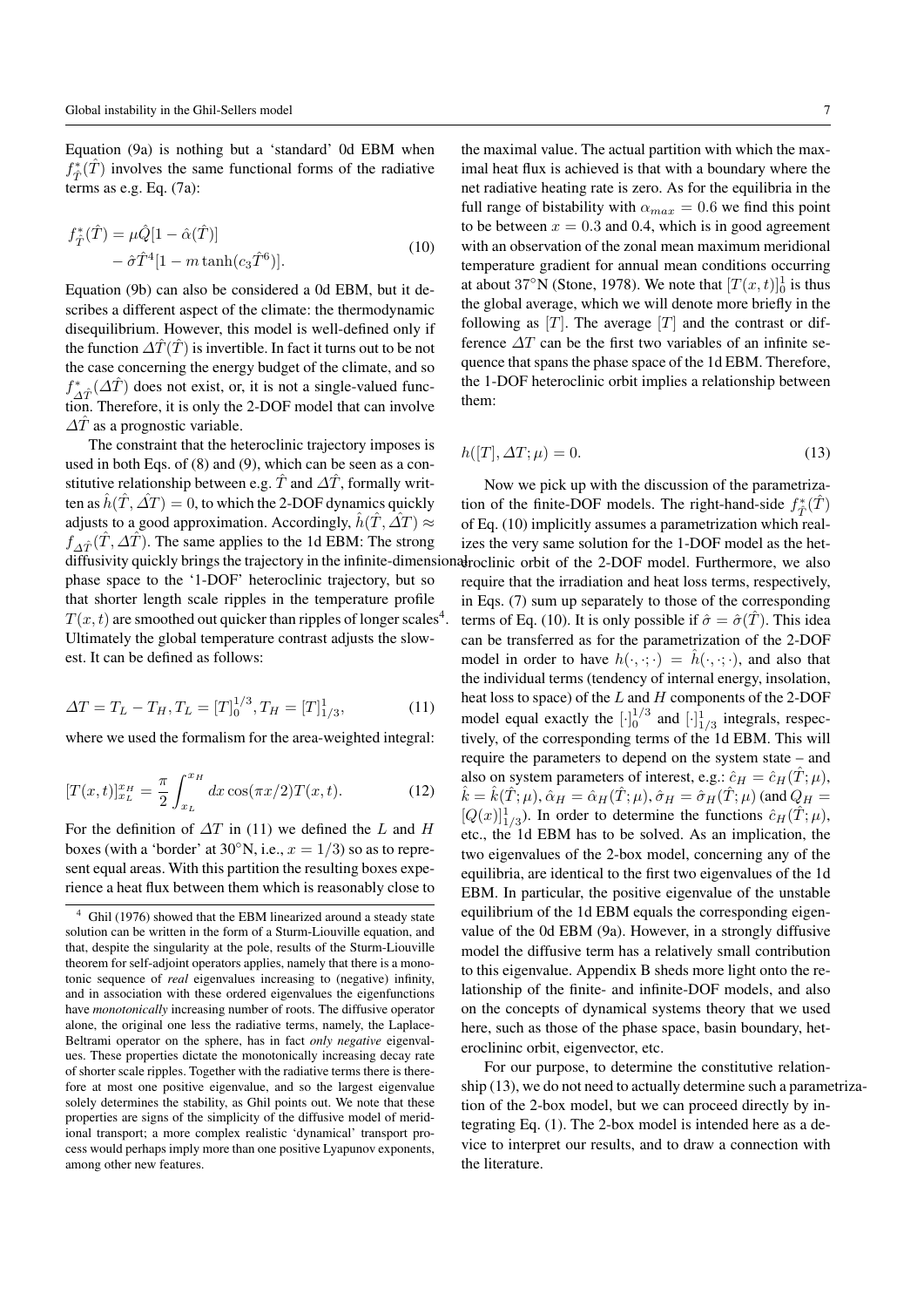Equation (9a) is nothing but a 'standard' 0d EBM when $f^*_{\hat{T}}(\hat{T})$ involves the same functional forms of the radiative terms as e.g. Eq. (7a):

$$
\begin{aligned}
f^*_{\hat{T}}(\hat{T}) &= \mu\hat{Q}[1-\hat{\alpha}(\hat{T})] \\
&\quad - \hat{\sigma}\hat{T}^4[1-m\tanh(c_3\hat{T}^6)].
\end{aligned}
\tag{10}
$$

Equation (9b) can also be considered a 0d EBM, but it describes a different aspect of the climate: the thermodynamic disequilibrium. However, this model is well-defined only if the function $\Delta\hat{T}(\hat{T})$ is invertible. In fact it turns out to be not the case concerning the energy budget of the climate, and so $f^*_{\Delta\hat{T}}(\Delta\hat{T})$ does not exist, or, it is not a single-valued function. Therefore, it is only the 2-DOF model that can involve $\Delta\hat{T}$ as a prognostic variable.

The constraint that the heteroclinic trajectory imposes is used in both Eqs. of (8) and (9), which can be seen as a constitutive relationship between e.g. $\hat{T}$ and $\Delta\hat{T}$, formally written as $\hat{h}(\hat{T},\Delta\hat{T})=0$, to which the 2-DOF dynamics quickly adjusts to a good approximation. Accordingly, $\hat{h}(\hat{T},\Delta\hat{T}) \approx f_{\Delta\hat{T}}(\hat{T},\Delta\hat{T})$. The same applies to the 1d EBM: The strong diffusivity quickly brings the trajectory in the infinite-dimensional phase space to the '1-DOF' heteroclinic trajectory, but so that shorter length scale ripples in the temperature profile $T(x,t)$ are smoothed out quicker than ripples of longer scales[4]. Ultimately the global temperature contrast adjusts the slowest. It can be defined as follows:

$$
\Delta T = T_L - T_H, T_L = [T]_0^{1/3}, T_H = [T]_{1/3}^1,
\tag{11}
$$

where we used the formalism for the area-weighted integral:

$$
[T(x,t)]_{x_L}^{x_H} = \frac{\pi}{2}\int_{x_L}^{x_H} dx\cos(\pi x/2)T(x,t).
\tag{12}
$$

For the definition of $\Delta T$ in (11) we defined the $L$ and $H$ boxes (with a 'border' at 30°N, i.e., $x=1/3$) so as to represent equal areas. With this partition the resulting boxes experience a heat flux between them which is reasonably close to the maximal value. The actual partition with which the maximal heat flux is achieved is that with a boundary where the net radiative heating rate is zero. As for the equilibria in the full range of bistability with $\alpha_{max}=0.6$ we find this point to be between $x=0.3$ and 0.4, which is in good agreement with an observation of the zonal mean maximum meridional temperature gradient for annual mean conditions occurring at about 37°N (Stone, 1978). We note that $[T(x,t)]_0^1$ is thus the global average, which we will denote more briefly in the following as $[T]$. The average $[T]$ and the contrast or difference $\Delta T$ can be the first two variables of an infinite sequence that spans the phase space of the 1d EBM. Therefore, the 1-DOF heteroclinic orbit implies a relationship between them:

$$
h([T],\Delta T;\mu) = 0.
\tag{13}
$$

Now we pick up with the discussion of the parametrization of the finite-DOF models. The right-hand-side $f^*_{\hat{T}}(\hat{T})$ of Eq. (10) implicitly assumes a parametrization which realizes the very same solution for the 1-DOF model as the heteroclinic orbit of the 2-DOF model. Furthermore, we also require that the irradiation and heat loss terms, respectively, in Eqs. (7) sum up separately to those of the corresponding terms of Eq. (10). It is only possible if $\hat{\sigma}=\hat{\sigma}(\hat{T})$. This idea can be transferred as for the parametrization of the 2-DOF model in order to have $h(\cdot,\cdot;\cdot)=\hat{h}(\cdot,\cdot;\cdot)$, and also that the individual terms (tendency of internal energy, insolation, heat loss to space) of the $L$ and $H$ components of the 2-DOF model equal exactly the $[\cdot]_0^{1/3}$ and $[\cdot]_{1/3}^1$ integrals, respectively, of the corresponding terms of the 1d EBM. This will require the parameters to depend on the system state – and also on system parameters of interest, e.g.: $\hat{c}_H=\hat{c}_H(\hat{T};\mu)$, $\hat{k}=\hat{k}(\hat{T};\mu)$, $\hat{\alpha}_H=\hat{\alpha}_H(\hat{T};\mu)$, $\hat{\sigma}_H=\hat{\sigma}_H(\hat{T};\mu)$ (and $Q_H=[Q(x)]_{1/3}^1$). In order to determine the functions $\hat{c}_H(\hat{T};\mu)$, etc., the 1d EBM has to be solved. As an implication, the two eigenvalues of the 2-box model, concerning any of the equilibria, are identical to the first two eigenvalues of the 1d EBM. In particular, the positive eigenvalue of the unstable equilibrium of the 1d EBM equals the corresponding eigenvalue of the 0d EBM (9a). However, in a strongly diffusive model the diffusive term has a relatively small contribution to this eigenvalue. Appendix B sheds more light onto the relationship of the finite- and infinite-DOF models, and also on the concepts of dynamical systems theory that we used here, such as those of the phase space, basin boundary, heteroclininc orbit, eigenvector, etc.

For our purpose, to determine the constitutive relationship (13), we do not need to actually determine such a parametrization of the 2-box model, but we can proceed directly by integrating Eq. (1). The 2-box model is intended here as a device to interpret our results, and to draw a connection with the literature.

[4] Ghil (1976) showed that the EBM linearized around a steady state solution can be written in the form of a Sturm-Liouville equation, and that, despite the singularity at the pole, results of the Sturm-Liouville theorem for self-adjoint operators applies, namely that there is a monotonic sequence of *real* eigenvalues increasing to (negative) infinity, and in association with these ordered eigenvalues the eigenfunctions have *monotonically* increasing number of roots. The diffusive operator alone, the original one less the radiative terms, namely, the Laplace-Beltrami operator on the sphere, has in fact *only negative* eigenvalues. These properties dictate the monotonically increasing decay rate of shorter scale ripples. Together with the radiative terms there is therefore at most one positive eigenvalue, and so the largest eigenvalue solely determines the stability, as Ghil points out. We note that these properties are signs of the simplicity of the diffusive model of meridional transport; a more complex realistic 'dynamical' transport process would perhaps imply more than one positive Lyapunov exponents, among other new features.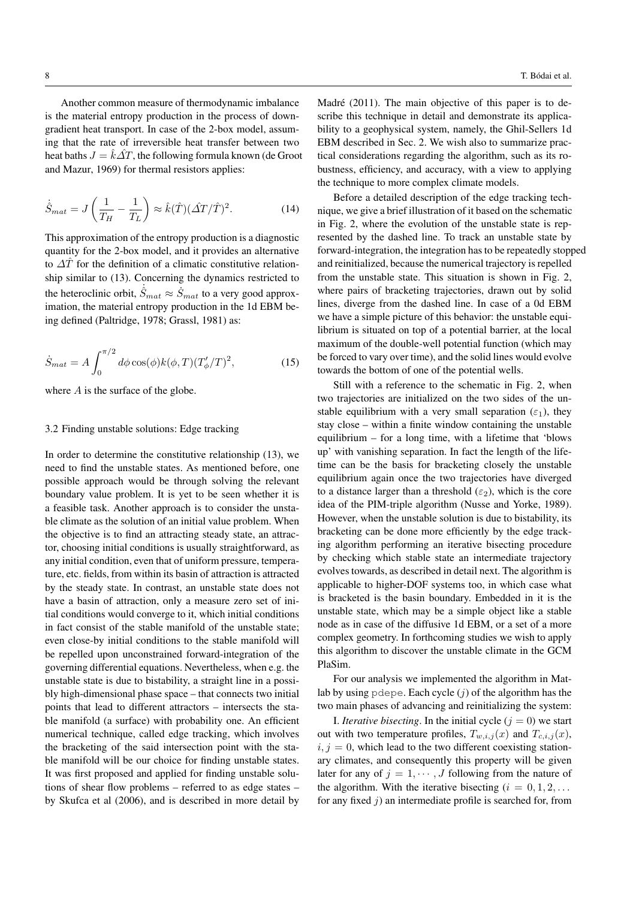Another common measure of thermodynamic imbalance is the material entropy production in the process of down-gradient heat transport. In case of the 2-box model, assuming that the rate of irreversible heat transfer between two heat baths $J = \hat{k}\hat{\Delta T}$, the following formula known (de Groot and Mazur, 1969) for thermal resistors applies:

$$\dot{\hat{S}}_{mat} = J\left(\frac{1}{T_H} - \frac{1}{T_L}\right) \approx \hat{k}(\hat{T})(\hat{\Delta T}/\hat{T})^2. \tag{14}$$

This approximation of the entropy production is a diagnostic quantity for the 2-box model, and it provides an alternative to $\hat{\Delta T}$ for the definition of a climatic constitutive relationship similar to (13). Concerning the dynamics restricted to the heteroclinic orbit, $\dot{\hat{S}}_{mat} \approx \dot{S}_{mat}$ to a very good approximation, the material entropy production in the 1d EBM being defined (Paltridge, 1978; Grassl, 1981) as:

$$\dot{S}_{mat} = A\int_0^{\pi/2} d\phi \cos(\phi) k(\phi, T)(T'_\phi/T)^2, \tag{15}$$

where $A$ is the surface of the globe.

### 3.2 Finding unstable solutions: Edge tracking

In order to determine the constitutive relationship (13), we need to find the unstable states. As mentioned before, one possible approach would be through solving the relevant boundary value problem. It is yet to be seen whether it is a feasible task. Another approach is to consider the unstable climate as the solution of an initial value problem. When the objective is to find an attracting steady state, an attractor, choosing initial conditions is usually straightforward, as any initial condition, even that of uniform pressure, temperature, etc. fields, from within its basin of attraction is attracted by the steady state. In contrast, an unstable state does not have a basin of attraction, only a measure zero set of initial conditions would converge to it, which initial conditions in fact consist of the stable manifold of the unstable state; even close-by initial conditions to the stable manifold will be repelled upon unconstrained forward-integration of the governing differential equations. Nevertheless, when e.g. the unstable state is due to bistability, a straight line in a possibly high-dimensional phase space – that connects two initial points that lead to different attractors – intersects the stable manifold (a surface) with probability one. An efficient numerical technique, called edge tracking, which involves the bracketing of the said intersection point with the stable manifold will be our choice for finding unstable states. It was first proposed and applied for finding unstable solutions of shear flow problems – referred to as edge states – by Skufca et al (2006), and is described in more detail by Madré (2011). The main objective of this paper is to describe this technique in detail and demonstrate its applicability to a geophysical system, namely, the Ghil-Sellers 1d EBM described in Sec. 2. We wish also to summarize practical considerations regarding the algorithm, such as its robustness, efficiency, and accuracy, with a view to applying the technique to more complex climate models.

Before a detailed description of the edge tracking technique, we give a brief illustration of it based on the schematic in Fig. 2, where the evolution of the unstable state is represented by the dashed line. To track an unstable state by forward-integration, the integration has to be repeatedly stopped and reinitialized, because the numerical trajectory is repelled from the unstable state. This situation is shown in Fig. 2, where pairs of bracketing trajectories, drawn out by solid lines, diverge from the dashed line. In case of a 0d EBM we have a simple picture of this behavior: the unstable equilibrium is situated on top of a potential barrier, at the local maximum of the double-well potential function (which may be forced to vary over time), and the solid lines would evolve towards the bottom of one of the potential wells.

Still with a reference to the schematic in Fig. 2, when two trajectories are initialized on the two sides of the unstable equilibrium with a very small separation ($\varepsilon_1$), they stay close – within a finite window containing the unstable equilibrium – for a long time, with a lifetime that 'blows up' with vanishing separation. In fact the length of the lifetime can be the basis for bracketing closely the unstable equilibrium again once the two trajectories have diverged to a distance larger than a threshold ($\varepsilon_2$), which is the core idea of the PIM-triple algorithm (Nusse and Yorke, 1989). However, when the unstable solution is due to bistability, its bracketing can be done more efficiently by the edge tracking algorithm performing an iterative bisecting procedure by checking which stable state an intermediate trajectory evolves towards, as described in detail next. The algorithm is applicable to higher-DOF systems too, in which case what is bracketed is the basin boundary. Embedded in it is the unstable state, which may be a simple object like a stable node as in case of the diffusive 1d EBM, or a set of a more complex geometry. In forthcoming studies we wish to apply this algorithm to discover the unstable climate in the GCM PlaSim.

For our analysis we implemented the algorithm in Matlab by using `pdepe`. Each cycle ($j$) of the algorithm has the two main phases of advancing and reinitializing the system:

I. *Iterative bisecting*. In the initial cycle ($j = 0$) we start out with two temperature profiles, $T_{w,i,j}(x)$ and $T_{c,i,j}(x)$, $i, j = 0$, which lead to the two different coexisting stationary climates, and consequently this property will be given later for any of $j = 1, \cdots, J$ following from the nature of the algorithm. With the iterative bisecting ($i = 0, 1, 2, \ldots$ for any fixed $j$) an intermediate profile is searched for, from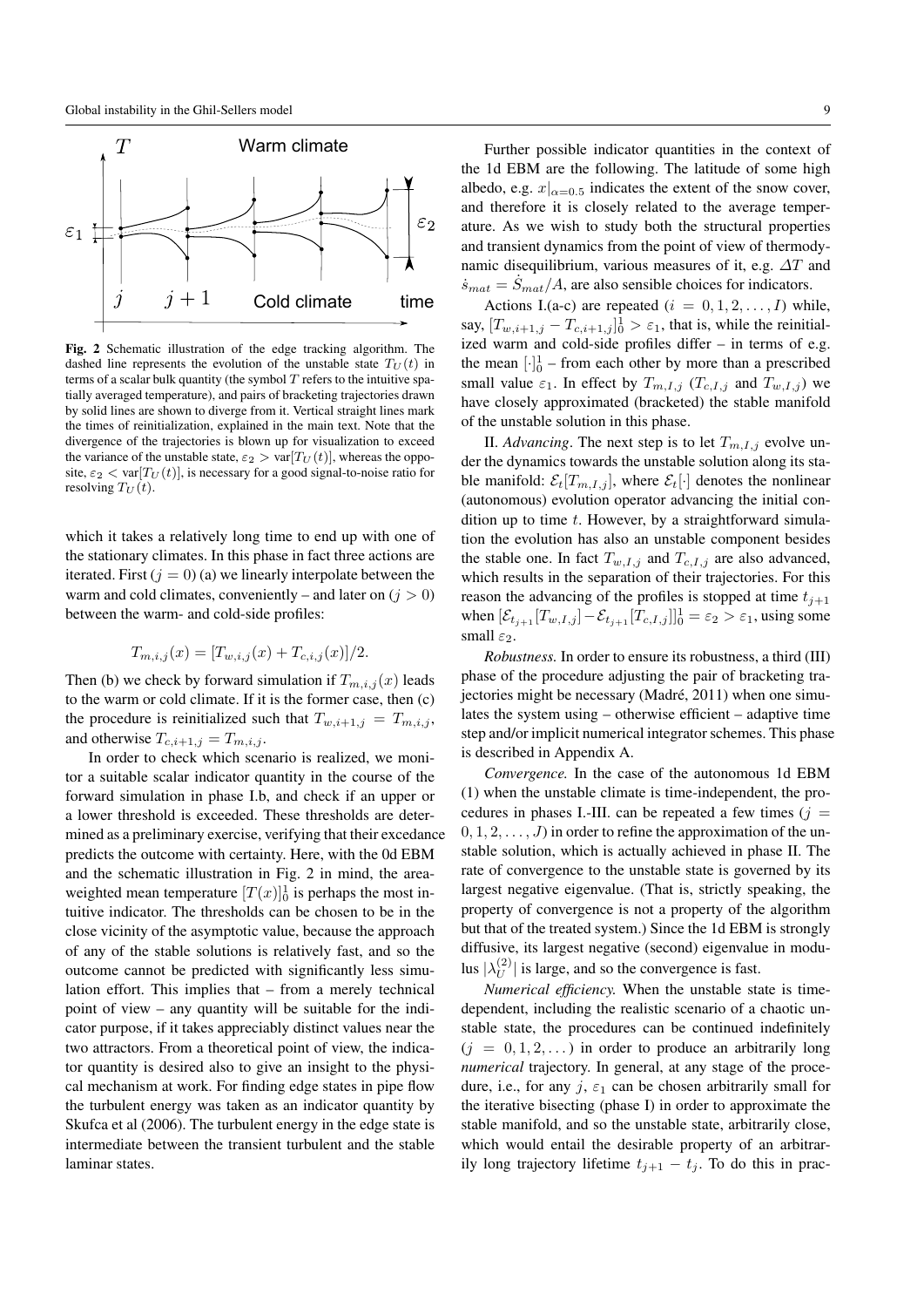**Fig. 2** Schematic illustration of the edge tracking algorithm. The dashed line represents the evolution of the unstable state $T_U(t)$ in terms of a scalar bulk quantity (the symbol $T$ refers to the intuitive spatially averaged temperature), and pairs of bracketing trajectories drawn by solid lines are shown to diverge from it. Vertical straight lines mark the times of reinitialization, explained in the main text. Note that the divergence of the trajectories is blown up for visualization to exceed the variance of the unstable state, $\varepsilon_2 > \mathrm{var}[T_U(t)]$, whereas the opposite, $\varepsilon_2 < \mathrm{var}[T_U(t)]$, is necessary for a good signal-to-noise ratio for resolving $T_U(t)$.

which it takes a relatively long time to end up with one of the stationary climates. In this phase in fact three actions are iterated. First ($j = 0$) (a) we linearly interpolate between the warm and cold climates, conveniently – and later on ($j > 0$) between the warm- and cold-side profiles:

$$T_{m,i,j}(x) = [T_{w,i,j}(x) + T_{c,i,j}(x)]/2.$$

Then (b) we check by forward simulation if $T_{m,i,j}(x)$ leads to the warm or cold climate. If it is the former case, then (c) the procedure is reinitialized such that $T_{w,i+1,j} = T_{m,i,j}$, and otherwise $T_{c,i+1,j} = T_{m,i,j}$.

In order to check which scenario is realized, we monitor a suitable scalar indicator quantity in the course of the forward simulation in phase I.b, and check if an upper or a lower threshold is exceeded. These thresholds are determined as a preliminary exercise, verifying that their excedance predicts the outcome with certainty. Here, with the 0d EBM and the schematic illustration in Fig. 2 in mind, the area-weighted mean temperature $[T(x)]_0^1$ is perhaps the most intuitive indicator. The thresholds can be chosen to be in the close vicinity of the asymptotic value, because the approach of any of the stable solutions is relatively fast, and so the outcome cannot be predicted with significantly less simulation effort. This implies that – from a merely technical point of view – any quantity will be suitable for the indicator purpose, if it takes appreciably distinct values near the two attractors. From a theoretical point of view, the indicator quantity is desired also to give an insight to the physical mechanism at work. For finding edge states in pipe flow the turbulent energy was taken as an indicator quantity by Skufca et al (2006). The turbulent energy in the edge state is intermediate between the transient turbulent and the stable laminar states.

Further possible indicator quantities in the context of the 1d EBM are the following. The latitude of some high albedo, e.g. $x|_{\alpha=0.5}$ indicates the extent of the snow cover, and therefore it is closely related to the average temperature. As we wish to study both the structural properties and transient dynamics from the point of view of thermodynamic disequilibrium, various measures of it, e.g. $\Delta T$ and $\dot{s}_{mat} = \dot{S}_{mat}/A$, are also sensible choices for indicators.

Actions I.(a-c) are repeated ($i = 0, 1, 2, \ldots, I$) while, say, $[T_{w,i+1,j} - T_{c,i+1,j}]_0^1 > \varepsilon_1$, that is, while the reinitialized warm and cold-side profiles differ – in terms of e.g. the mean $[\cdot]_0^1$ – from each other by more than a prescribed small value $\varepsilon_1$. In effect by $T_{m,I,j}$ ($T_{c,I,j}$ and $T_{w,I,j}$) we have closely approximated (bracketed) the stable manifold of the unstable solution in this phase.

II. *Advancing*. The next step is to let $T_{m,I,j}$ evolve under the dynamics towards the unstable solution along its stable manifold: $\mathcal{E}_t[T_{m,I,j}]$, where $\mathcal{E}_t[\cdot]$ denotes the nonlinear (autonomous) evolution operator advancing the initial condition up to time $t$. However, by a straightforward simulation the evolution has also an unstable component besides the stable one. In fact $T_{w,I,j}$ and $T_{c,I,j}$ are also advanced, which results in the separation of their trajectories. For this reason the advancing of the profiles is stopped at time $t_{j+1}$ when $[\mathcal{E}_{t_{j+1}}[T_{w,I,j}] - \mathcal{E}_{t_{j+1}}[T_{c,I,j}]]_0^1 = \varepsilon_2 > \varepsilon_1$, using some small $\varepsilon_2$.

*Robustness.* In order to ensure its robustness, a third (III) phase of the procedure adjusting the pair of bracketing trajectories might be necessary (Madré, 2011) when one simulates the system using – otherwise efficient – adaptive time step and/or implicit numerical integrator schemes. This phase is described in Appendix A.

*Convergence.* In the case of the autonomous 1d EBM (1) when the unstable climate is time-independent, the procedures in phases I.-III. can be repeated a few times ($j = 0, 1, 2, \ldots, J$) in order to refine the approximation of the unstable solution, which is actually achieved in phase II. The rate of convergence to the unstable state is governed by its largest negative eigenvalue. (That is, strictly speaking, the property of convergence is not a property of the algorithm but that of the treated system.) Since the 1d EBM is strongly diffusive, its largest negative (second) eigenvalue in modulus $|\lambda_U^{(2)}|$ is large, and so the convergence is fast.

*Numerical efficiency.* When the unstable state is time-dependent, including the realistic scenario of a chaotic unstable state, the procedures can be continued indefinitely ($j = 0, 1, 2, \ldots$) in order to produce an arbitrarily long *numerical* trajectory. In general, at any stage of the procedure, i.e., for any $j$, $\varepsilon_1$ can be chosen arbitrarily small for the iterative bisecting (phase I) in order to approximate the stable manifold, and so the unstable state, arbitrarily close, which would entail the desirable property of an arbitrarily long trajectory lifetime $t_{j+1} - t_j$. To do this in prac-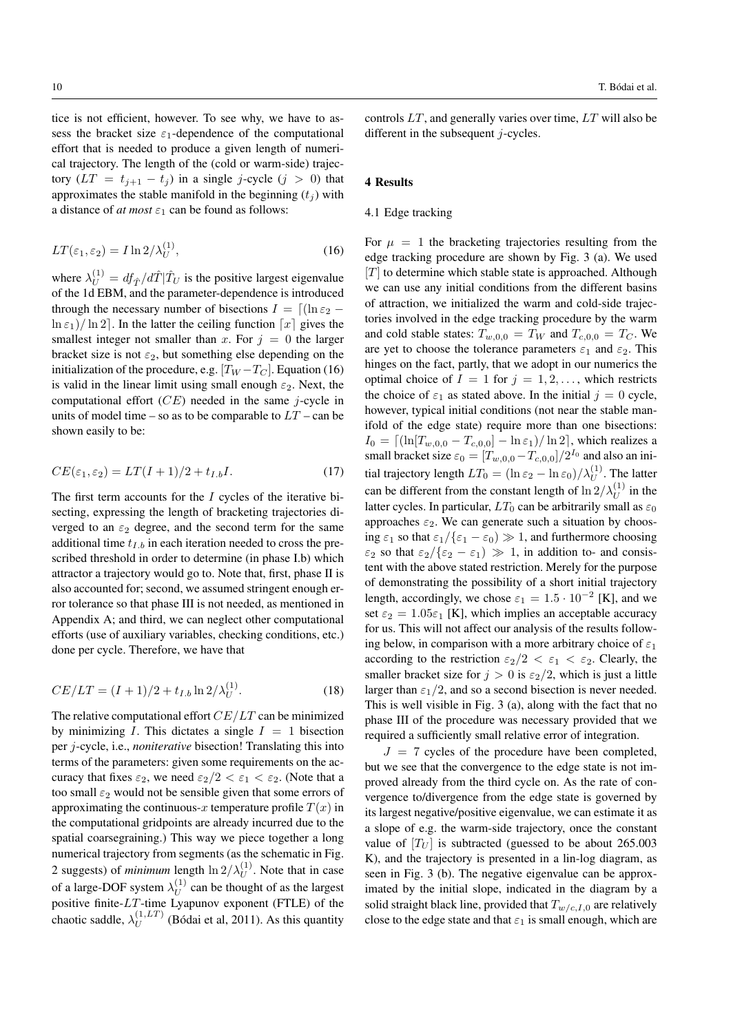tice is not efficient, however. To see why, we have to assess the bracket size $\varepsilon_1$-dependence of the computational effort that is needed to produce a given length of numerical trajectory. The length of the (cold or warm-side) trajectory ($LT = t_{j+1} - t_j$) in a single $j$-cycle ($j > 0$) that approximates the stable manifold in the beginning ($t_j$) with a distance of *at most* $\varepsilon_1$ can be found as follows:

$$LT(\varepsilon_1, \varepsilon_2) = I \ln 2/\lambda_U^{(1)}, \tag{16}$$

where $\lambda_U^{(1)} = df_{\hat{T}}/d\hat{T}|\hat{T}_U$ is the positive largest eigenvalue of the 1d EBM, and the parameter-dependence is introduced through the necessary number of bisections $I = \lceil(\ln\varepsilon_2 - \ln\varepsilon_1)/\ln 2\rceil$. In the latter the ceiling function $\lceil x \rceil$ gives the smallest integer not smaller than $x$. For $j = 0$ the larger bracket size is not $\varepsilon_2$, but something else depending on the initialization of the procedure, e.g. $[T_W - T_C]$. Equation (16) is valid in the linear limit using small enough $\varepsilon_2$. Next, the computational effort ($CE$) needed in the same $j$-cycle in units of model time – so as to be comparable to $LT$ – can be shown easily to be:

$$CE(\varepsilon_1, \varepsilon_2) = LT(I+1)/2 + t_{I.b}I. \tag{17}$$

The first term accounts for the $I$ cycles of the iterative bisecting, expressing the length of bracketing trajectories diverged to an $\varepsilon_2$ degree, and the second term for the same additional time $t_{I.b}$ in each iteration needed to cross the prescribed threshold in order to determine (in phase I.b) which attractor a trajectory would go to. Note that, first, phase II is also accounted for; second, we assumed stringent enough error tolerance so that phase III is not needed, as mentioned in Appendix A; and third, we can neglect other computational efforts (use of auxiliary variables, checking conditions, etc.) done per cycle. Therefore, we have that

$$CE/LT = (I+1)/2 + t_{I.b} \ln 2/\lambda_U^{(1)}. \tag{18}$$

The relative computational effort $CE/LT$ can be minimized by minimizing $I$. This dictates a single $I = 1$ bisection per $j$-cycle, i.e., *noniterative* bisection! Translating this into terms of the parameters: given some requirements on the accuracy that fixes $\varepsilon_2$, we need $\varepsilon_2/2 < \varepsilon_1 < \varepsilon_2$. (Note that a too small $\varepsilon_2$ would not be sensible given that some errors of approximating the continuous-$x$ temperature profile $T(x)$ in the computational gridpoints are already incurred due to the spatial coarsegraining.) This way we piece together a long numerical trajectory from segments (as the schematic in Fig. 2 suggests) of *minimum* length $\ln 2/\lambda_U^{(1)}$. Note that in case of a large-DOF system $\lambda_U^{(1)}$ can be thought of as the largest positive finite-$LT$-time Lyapunov exponent (FTLE) of the chaotic saddle, $\lambda_U^{(1,LT)}$ (Bódai et al, 2011). As this quantity controls $LT$, and generally varies over time, $LT$ will also be different in the subsequent $j$-cycles.

## 4 Results

### 4.1 Edge tracking

For $\mu = 1$ the bracketing trajectories resulting from the edge tracking procedure are shown by Fig. 3 (a). We used $[T]$ to determine which stable state is approached. Although we can use any initial conditions from the different basins of attraction, we initialized the warm and cold-side trajectories involved in the edge tracking procedure by the warm and cold stable states: $T_{w,0,0} = T_W$ and $T_{c,0,0} = T_C$. We are yet to choose the tolerance parameters $\varepsilon_1$ and $\varepsilon_2$. This hinges on the fact, partly, that we adopt in our numerics the optimal choice of $I = 1$ for $j = 1, 2, \ldots$, which restricts the choice of $\varepsilon_1$ as stated above. In the initial $j = 0$ cycle, however, typical initial conditions (not near the stable manifold of the edge state) require more than one bisections: $I_0 = \lceil(\ln[T_{w,0,0} - T_{c,0,0}] - \ln\varepsilon_1)/\ln 2\rceil$, which realizes a small bracket size $\varepsilon_0 = [T_{w,0,0} - T_{c,0,0}]/2^{I_0}$ and also an initial trajectory length $LT_0 = (\ln\varepsilon_2 - \ln\varepsilon_0)/\lambda_U^{(1)}$. The latter can be different from the constant length of $\ln 2/\lambda_U^{(1)}$ in the latter cycles. In particular, $LT_0$ can be arbitrarily small as $\varepsilon_0$ approaches $\varepsilon_2$. We can generate such a situation by choosing $\varepsilon_1$ so that $\varepsilon_1/\{\varepsilon_1 - \varepsilon_0\} \gg 1$, and furthermore choosing $\varepsilon_2$ so that $\varepsilon_2/\{\varepsilon_2 - \varepsilon_1\} \gg 1$, in addition to- and consistent with the above stated restriction. Merely for the purpose of demonstrating the possibility of a short initial trajectory length, accordingly, we chose $\varepsilon_1 = 1.5 \cdot 10^{-2}$ [K], and we set $\varepsilon_2 = 1.05\varepsilon_1$ [K], which implies an acceptable accuracy for us. This will not affect our analysis of the results following below, in comparison with a more arbitrary choice of $\varepsilon_1$ according to the restriction $\varepsilon_2/2 < \varepsilon_1 < \varepsilon_2$. Clearly, the smaller bracket size for $j > 0$ is $\varepsilon_2/2$, which is just a little larger than $\varepsilon_1/2$, and so a second bisection is never needed. This is well visible in Fig. 3 (a), along with the fact that no phase III of the procedure was necessary provided that we required a sufficiently small relative error of integration.

$J = 7$ cycles of the procedure have been completed, but we see that the convergence to the edge state is not improved already from the third cycle on. As the rate of convergence to/divergence from the edge state is governed by its largest negative/positive eigenvalue, we can estimate it as a slope of e.g. the warm-side trajectory, once the constant value of $[T_U]$ is subtracted (guessed to be about 265.003 K), and the trajectory is presented in a lin-log diagram, as seen in Fig. 3 (b). The negative eigenvalue can be approximated by the initial slope, indicated in the diagram by a solid straight black line, provided that $T_{w/c,I,0}$ are relatively close to the edge state and that $\varepsilon_1$ is small enough, which are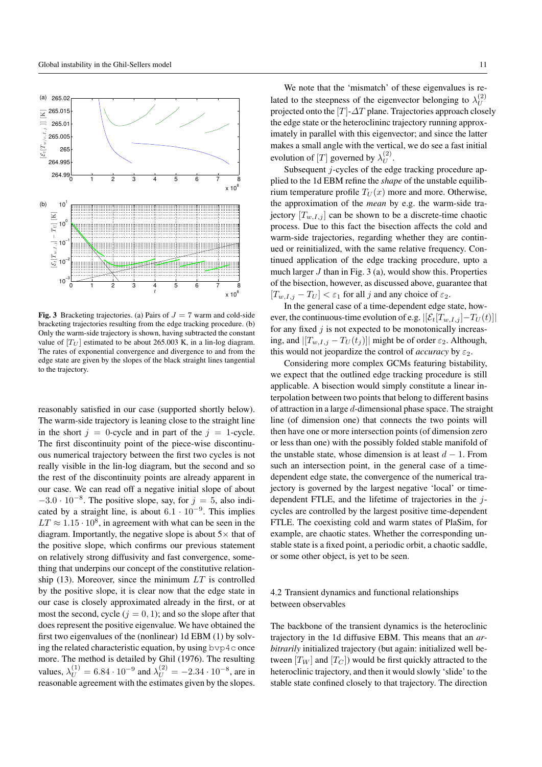**Fig. 3** Bracketing trajectories. (a) Pairs of $J = 7$ warm and cold-side bracketing trajectories resulting from the edge tracking procedure. (b) Only the warm-side trajectory is shown, having subtracted the constant value of $[T_U]$ estimated to be about 265.003 K, in a lin-log diagram. The rates of exponential convergence and divergence to and from the edge state are given by the slopes of the black straight lines tangential to the trajectory.

reasonably satisfied in our case (supported shortly below). The warm-side trajectory is leaning close to the straight line in the short $j = 0$-cycle and in part of the $j = 1$-cycle. The first discontinuity point of the piece-wise discontinuous numerical trajectory between the first two cycles is not really visible in the lin-log diagram, but the second and so the rest of the discontinuity points are already apparent in our case. We can read off a negative initial slope of about $-3.0 \cdot 10^{-8}$. The positive slope, say, for $j = 5$, also indicated by a straight line, is about $6.1 \cdot 10^{-9}$. This implies $LT \approx 1.15 \cdot 10^{8}$, in agreement with what can be seen in the diagram. Importantly, the negative slope is about $5\times$ that of the positive slope, which confirms our previous statement on relatively strong diffusivity and fast convergence, something that underpins our concept of the constitutive relationship (13). Moreover, since the minimum $LT$ is controlled by the positive slope, it is clear now that the edge state in our case is closely approximated already in the first, or at most the second, cycle ($j = 0, 1$); and so the slope after that does represent the positive eigenvalue. We have obtained the first two eigenvalues of the (nonlinear) 1d EBM (1) by solving the related characteristic equation, by using `bvp4c` once more. The method is detailed by Ghil (1976). The resulting values, $\lambda_U^{(1)} = 6.84 \cdot 10^{-9}$ and $\lambda_U^{(2)} = -2.34 \cdot 10^{-8}$, are in reasonable agreement with the estimates given by the slopes.

We note that the 'mismatch' of these eigenvalues is related to the steepness of the eigenvector belonging to $\lambda_U^{(2)}$ projected onto the $[T]$-$\Delta T$ plane. Trajectories approach closely the edge state or the heteroclininc trajectory running approximately in parallel with this eigenvector; and since the latter makes a small angle with the vertical, we do see a fast initial evolution of $[T]$ governed by $\lambda_U^{(2)}$.

Subsequent $j$-cycles of the edge tracking procedure applied to the 1d EBM refine the *shape* of the unstable equilibrium temperature profile $T_U(x)$ more and more. Otherwise, the approximation of the *mean* by e.g. the warm-side trajectory $[T_{w,I,j}]$ can be shown to be a discrete-time chaotic process. Due to this fact the bisection affects the cold and warm-side trajectories, regarding whether they are continued or reinitialized, with the same relative frequency. Continued application of the edge tracking procedure, upto a much larger $J$ than in Fig. 3 (a), would show this. Properties of the bisection, however, as discussed above, guarantee that $[T_{w,I,j} - T_U] < \varepsilon_1$ for all $j$ and any choice of $\varepsilon_2$.

In the general case of a time-dependent edge state, however, the continuous-time evolution of e.g. $|[\mathcal{E}_t[T_{w,I,j}] - T_U(t)]|$ for any fixed $j$ is not expected to be monotonically increasing, and $|[T_{w,I,j} - T_U(t_j)]|$ might be of order $\varepsilon_2$. Although, this would not jeopardize the control of *accuracy* by $\varepsilon_2$.

Considering more complex GCMs featuring bistability, we expect that the outlined edge tracking procedure is still applicable. A bisection would simply constitute a linear interpolation between two points that belong to different basins of attraction in a large $d$-dimensional phase space. The straight line (of dimension one) that connects the two points will then have one or more intersection points (of dimension zero or less than one) with the possibly folded stable manifold of the unstable state, whose dimension is at least $d - 1$. From such an intersection point, in the general case of a time-dependent edge state, the convergence of the numerical trajectory is governed by the largest negative 'local' or time-dependent FTLE, and the lifetime of trajectories in the $j$-cycles are controlled by the largest positive time-dependent FTLE. The coexisting cold and warm states of PlaSim, for example, are chaotic states. Whether the corresponding unstable state is a fixed point, a periodic orbit, a chaotic saddle, or some other object, is yet to be seen.

### 4.2 Transient dynamics and functional relationships between observables

The backbone of the transient dynamics is the heteroclinic trajectory in the 1d diffusive EBM. This means that an *arbitrarily* initialized trajectory (but again: initialized well between $[T_W]$ and $[T_C]$) would be first quickly attracted to the heteroclinic trajectory, and then it would slowly 'slide' to the stable state confined closely to that trajectory. The direction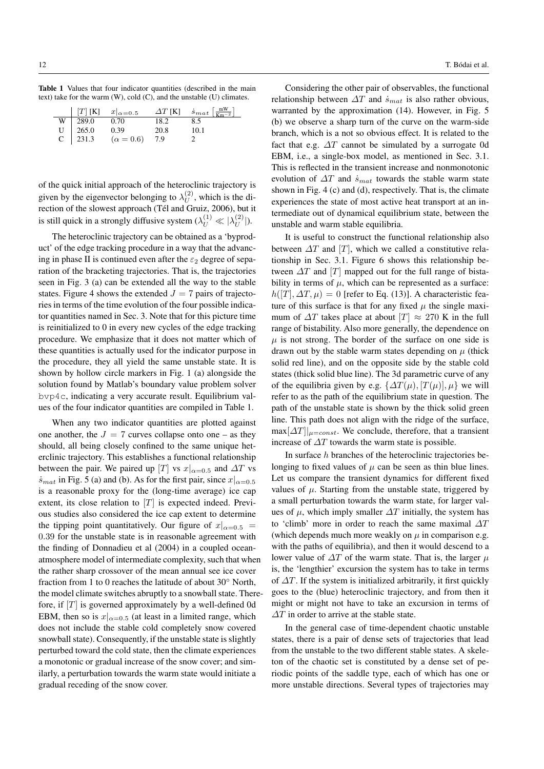**Table 1** Values that four indicator quantities (described in the main text) take for the warm (W), cold (C), and the unstable (U) climates.

| | $[T]$ [K] | $x\|_{\alpha=0.5}$ | $\Delta T$ [K] | $\dot{s}_{mat}$ $\left[\frac{\text{mW}}{\text{Km}^{-2}}\right]$ |
|---|---|---|---|---|
| W | 289.0 | 0.70 | 18.2 | 8.5 |
| U | 265.0 | 0.39 | 20.8 | 10.1 |
| C | 231.3 | $(\alpha = 0.6)$ | 7.9 | 2 |

of the quick initial approach of the heteroclinic trajectory is given by the eigenvector belonging to $\lambda_U^{(2)}$, which is the direction of the slowest approach (Tél and Gruiz, 2006), but it is still quick in a strongly diffusive system ($\lambda_U^{(1)} \ll |\lambda_U^{(2)}|$).

The heteroclinic trajectory can be obtained as a 'byproduct' of the edge tracking procedure in a way that the advancing in phase II is continued even after the $\varepsilon_2$ degree of separation of the bracketing trajectories. That is, the trajectories seen in Fig. 3 (a) can be extended all the way to the stable states. Figure 4 shows the extended $J = 7$ pairs of trajectories in terms of the time evolution of the four possible indicator quantities named in Sec. 3. Note that for this picture time is reinitialized to 0 in every new cycles of the edge tracking procedure. We emphasize that it does not matter which of these quantities is actually used for the indicator purpose in the procedure, they all yield the same unstable state. It is shown by hollow circle markers in Fig. 1 (a) alongside the solution found by Matlab's boundary value problem solver `bvp4c`, indicating a very accurate result. Equilibrium values of the four indicator quantities are compiled in Table 1.

When any two indicator quantities are plotted against one another, the $J = 7$ curves collapse onto one – as they should, all being closely confined to the same unique heterclinic trajectory. This establishes a functional relationship between the pair. We paired up $[T]$ vs $x|_{\alpha=0.5}$ and $\Delta T$ vs $\dot{s}_{mat}$ in Fig. 5 (a) and (b). As for the first pair, since $x|_{\alpha=0.5}$ is a reasonable proxy for the (long-time average) ice cap extent, its close relation to $[T]$ is expected indeed. Previous studies also considered the ice cap extent to determine the tipping point quantitatively. Our figure of $x|_{\alpha=0.5} = 0.39$ for the unstable state is in reasonable agreement with the finding of Donnadieu et al (2004) in a coupled ocean-atmosphere model of intermediate complexity, such that when the rather sharp crossover of the mean annual see ice cover fraction from 1 to 0 reaches the latitude of about 30° North, the model climate switches abruptly to a snowball state. Therefore, if $[T]$ is governed approximately by a well-defined 0d EBM, then so is $x|_{\alpha=0.5}$ (at least in a limited range, which does not include the stable cold completely snow covered snowball state). Consequently, if the unstable state is slightly perturbed toward the cold state, then the climate experiences a monotonic or gradual increase of the snow cover; and similarly, a perturbation towards the warm state would initiate a gradual receding of the snow cover.

Considering the other pair of observables, the functional relationship between $\Delta T$ and $\dot{s}_{mat}$ is also rather obvious, warranted by the approximation (14). However, in Fig. 5 (b) we observe a sharp turn of the curve on the warm-side branch, which is a not so obvious effect. It is related to the fact that e.g. $\Delta T$ cannot be simulated by a surrogate 0d EBM, i.e., a single-box model, as mentioned in Sec. 3.1. This is reflected in the transient increase and nonmonotonic evolution of $\Delta T$ and $\dot{s}_{mat}$ towards the stable warm state shown in Fig. 4 (c) and (d), respectively. That is, the climate experiences the state of most active heat transport at an intermediate out of dynamical equilibrium state, between the unstable and warm stable equilibria.

It is useful to construct the functional relationship also between $\Delta T$ and $[T]$, which we called a constitutive relationship in Sec. 3.1. Figure 6 shows this relationship between $\Delta T$ and $[T]$ mapped out for the full range of bistability in terms of $\mu$, which can be represented as a surface: $h([T], \Delta T, \mu) = 0$ [refer to Eq. (13)]. A characteristic feature of this surface is that for any fixed $\mu$ the single maximum of $\Delta T$ takes place at about $[T] \approx 270$ K in the full range of bistability. Also more generally, the dependence on $\mu$ is not strong. The border of the surface on one side is drawn out by the stable warm states depending on $\mu$ (thick solid red line), and on the opposite side by the stable cold states (thick solid blue line). The 3d parametric curve of any of the equilibria given by e.g. $\{\Delta T(\mu), [T(\mu)], \mu\}$ we will refer to as the path of the equilibrium state in question. The path of the unstable state is shown by the thick solid green line. This path does not align with the ridge of the surface, $\max[\Delta T]|_{\mu=const}$. We conclude, therefore, that a transient increase of $\Delta T$ towards the warm state is possible.

In surface $h$ branches of the heteroclinic trajectories belonging to fixed values of $\mu$ can be seen as thin blue lines. Let us compare the transient dynamics for different fixed values of $\mu$. Starting from the unstable state, triggered by a small perturbation towards the warm state, for larger values of $\mu$, which imply smaller $\Delta T$ initially, the system has to 'climb' more in order to reach the same maximal $\Delta T$ (which depends much more weakly on $\mu$ in comparison e.g. with the paths of equilibria), and then it would descend to a lower value of $\Delta T$ of the warm state. That is, the larger $\mu$ is, the 'lengthier' excursion the system has to take in terms of $\Delta T$. If the system is initialized arbitrarily, it first quickly goes to the (blue) heteroclinic trajectory, and from then it might or might not have to take an excursion in terms of $\Delta T$ in order to arrive at the stable state.

In the general case of time-dependent chaotic unstable states, there is a pair of dense sets of trajectories that lead from the unstable to the two different stable states. A skeleton of the chaotic set is constituted by a dense set of periodic points of the saddle type, each of which has one or more unstable directions. Several types of trajectories may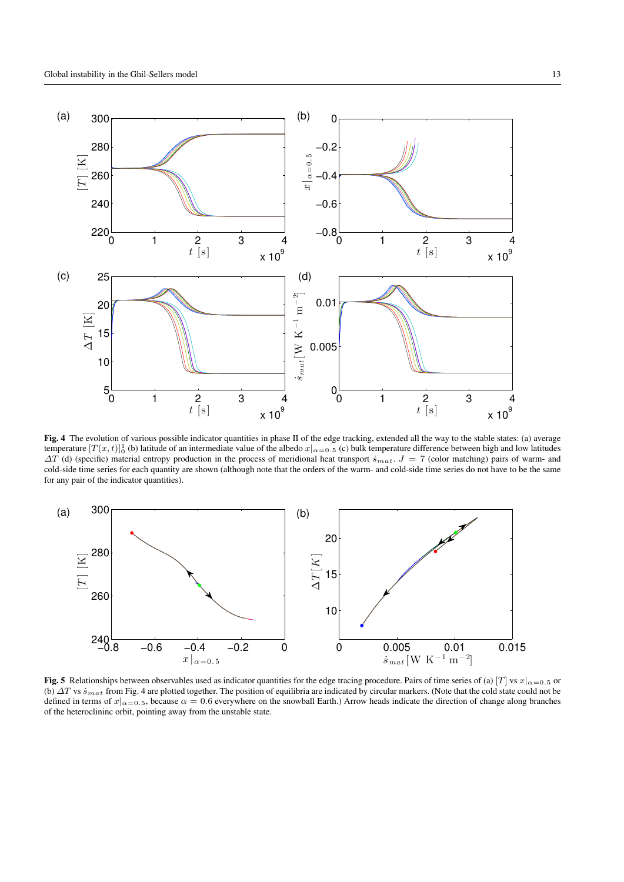**Fig. 4** The evolution of various possible indicator quantities in phase II of the edge tracking, extended all the way to the stable states: (a) average temperature $[T(x,t)]_0^1$ (b) latitude of an intermediate value of the albedo $x|_{\alpha=0.5}$ (c) bulk temperature difference between high and low latitudes $\Delta T$ (d) (specific) material entropy production in the process of meridional heat transport $\dot{s}_{mat}$. $J = 7$ (color matching) pairs of warm- and cold-side time series for each quantity are shown (although note that the orders of the warm- and cold-side time series do not have to be the same for any pair of the indicator quantities).

**Fig. 5** Relationships between observables used as indicator quantities for the edge tracing procedure. Pairs of time series of (a) $[T]$ vs $x|_{\alpha=0.5}$ or (b) $\Delta T$ vs $\dot{s}_{mat}$ from Fig. 4 are plotted together. The position of equilibria are indicated by circular markers. (Note that the cold state could not be defined in terms of $x|_{\alpha=0.5}$, because $\alpha = 0.6$ everywhere on the snowball Earth.) Arrow heads indicate the direction of change along branches of the heteroclininc orbit, pointing away from the unstable state.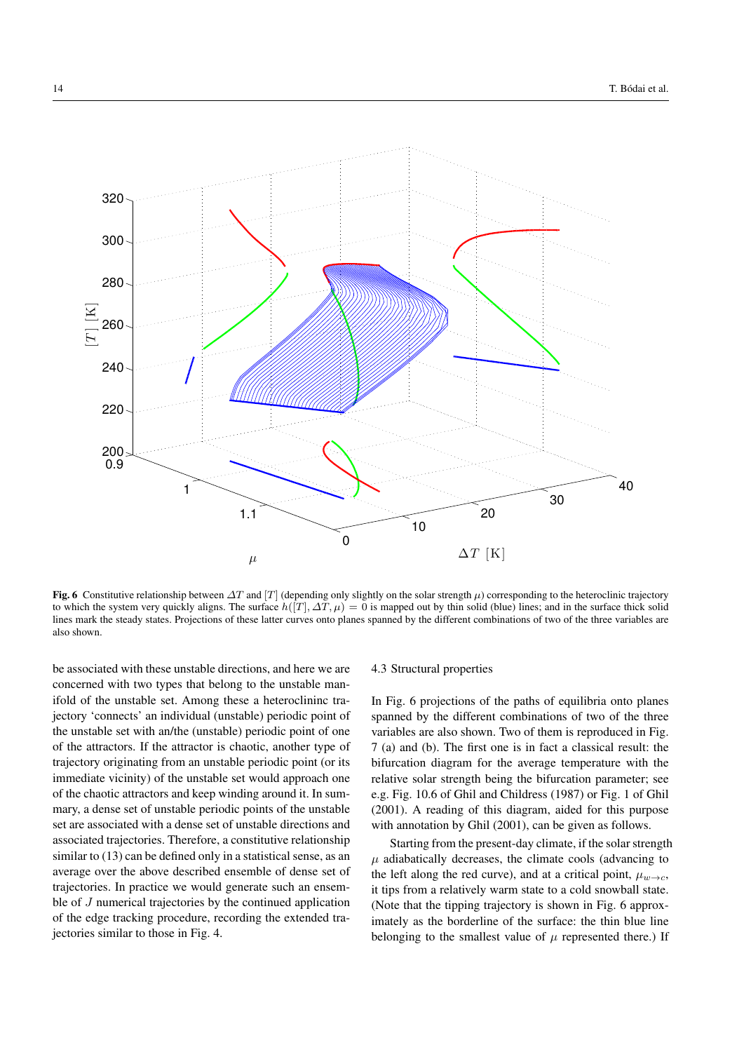**Fig. 6** Constitutive relationship between $\Delta T$ and $[T]$ (depending only slightly on the solar strength $\mu$) corresponding to the heteroclinic trajectory to which the system very quickly aligns. The surface $h([T], \Delta T, \mu) = 0$ is mapped out by thin solid (blue) lines; and in the surface thick solid lines mark the steady states. Projections of these latter curves onto planes spanned by the different combinations of two of the three variables are also shown.

be associated with these unstable directions, and here we are concerned with two types that belong to the unstable manifold of the unstable set. Among these a heteroclininc trajectory 'connects' an individual (unstable) periodic point of the unstable set with an/the (unstable) periodic point of one of the attractors. If the attractor is chaotic, another type of trajectory originating from an unstable periodic point (or its immediate vicinity) of the unstable set would approach one of the chaotic attractors and keep winding around it. In summary, a dense set of unstable periodic points of the unstable set are associated with a dense set of unstable directions and associated trajectories. Therefore, a constitutive relationship similar to (13) can be defined only in a statistical sense, as an average over the above described ensemble of dense set of trajectories. In practice we would generate such an ensemble of $J$ numerical trajectories by the continued application of the edge tracking procedure, recording the extended trajectories similar to those in Fig. 4.

### 4.3 Structural properties

In Fig. 6 projections of the paths of equilibria onto planes spanned by the different combinations of two of the three variables are also shown. Two of them is reproduced in Fig. 7 (a) and (b). The first one is in fact a classical result: the bifurcation diagram for the average temperature with the relative solar strength being the bifurcation parameter; see e.g. Fig. 10.6 of Ghil and Childress (1987) or Fig. 1 of Ghil (2001). A reading of this diagram, aided for this purpose with annotation by Ghil (2001), can be given as follows.

Starting from the present-day climate, if the solar strength $\mu$ adiabatically decreases, the climate cools (advancing to the left along the red curve), and at a critical point, $\mu_{w \to c}$, it tips from a relatively warm state to a cold snowball state. (Note that the tipping trajectory is shown in Fig. 6 approximately as the borderline of the surface: the thin blue line belonging to the smallest value of $\mu$ represented there.) If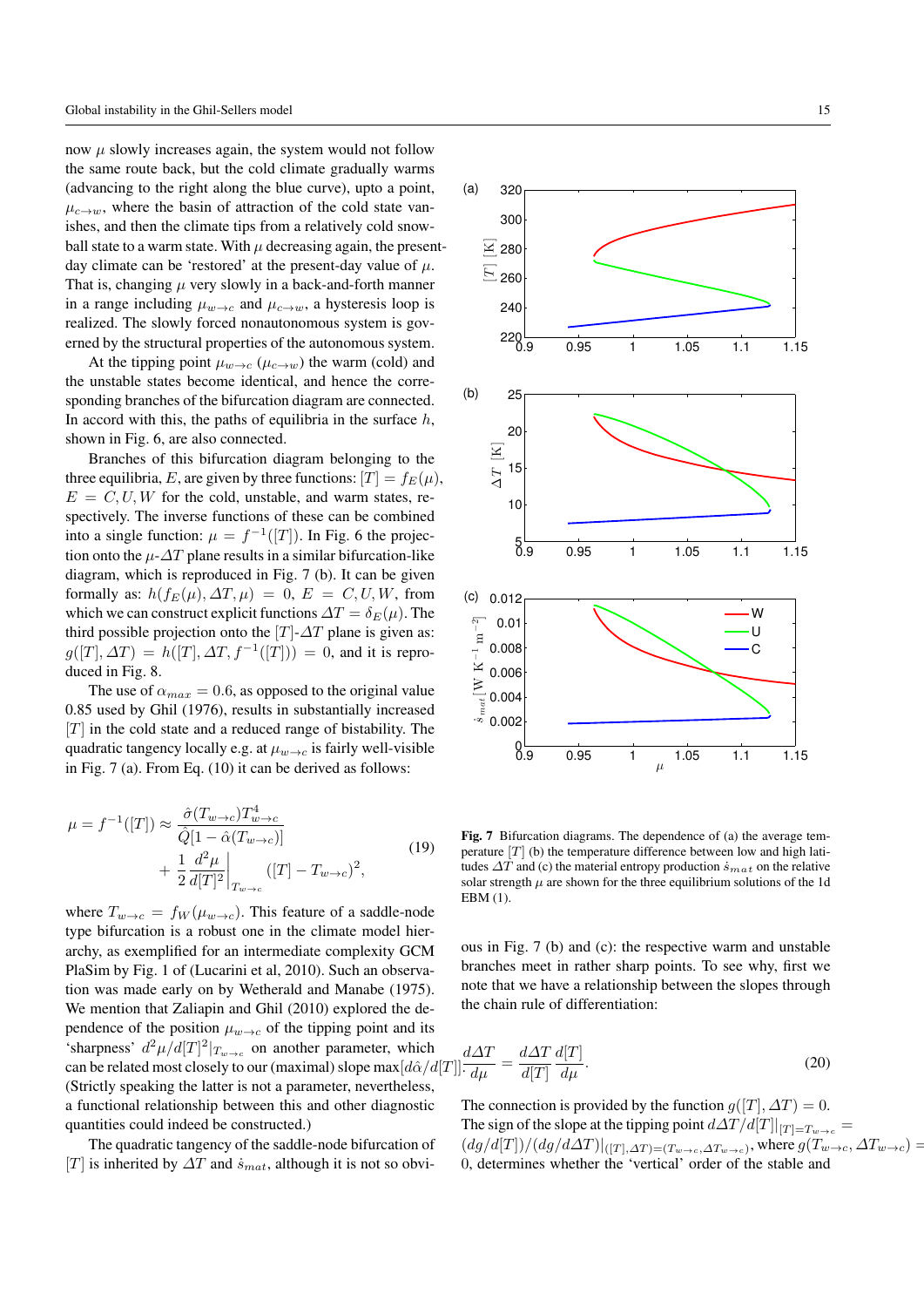now $\mu$ slowly increases again, the system would not follow the same route back, but the cold climate gradually warms (advancing to the right along the blue curve), upto a point, $\mu_{c\to w}$, where the basin of attraction of the cold state vanishes, and then the climate tips from a relatively cold snowball state to a warm state. With $\mu$ decreasing again, the present-day climate can be 'restored' at the present-day value of $\mu$. That is, changing $\mu$ very slowly in a back-and-forth manner in a range including $\mu_{w\to c}$ and $\mu_{c\to w}$, a hysteresis loop is realized. The slowly forced nonautonomous system is governed by the structural properties of the autonomous system.

At the tipping point $\mu_{w\to c}$ ($\mu_{c\to w}$) the warm (cold) and the unstable states become identical, and hence the corresponding branches of the bifurcation diagram are connected. In accord with this, the paths of equilibria in the surface $h$, shown in Fig. 6, are also connected.

Branches of this bifurcation diagram belonging to the three equilibria, $E$, are given by three functions: $[T] = f_E(\mu)$, $E = C, U, W$ for the cold, unstable, and warm states, respectively. The inverse functions of these can be combined into a single function: $\mu = f^{-1}([T])$. In Fig. 6 the projection onto the $\mu$-$\Delta T$ plane results in a similar bifurcation-like diagram, which is reproduced in Fig. 7 (b). It can be given formally as: $h(f_E(\mu), \Delta T, \mu) = 0$, $E = C, U, W$, from which we can construct explicit functions $\Delta T = \delta_E(\mu)$. The third possible projection onto the $[T]$-$\Delta T$ plane is given as: $g([T], \Delta T) = h([T], \Delta T, f^{-1}([T])) = 0$, and it is reproduced in Fig. 8.

The use of $\alpha_{max} = 0.6$, as opposed to the original value 0.85 used by Ghil (1976), results in substantially increased $[T]$ in the cold state and a reduced range of bistability. The quadratic tangency locally e.g. at $\mu_{w\to c}$ is fairly well-visible in Fig. 7 (a). From Eq. (10) it can be derived as follows:

$$
\mu = f^{-1}([T]) \approx \frac{\hat{\sigma}(T_{w\to c})T_{w\to c}^4}{\hat{Q}[1 - \hat{\alpha}(T_{w\to c})]} + \frac{1}{2}\left.\frac{d^2\mu}{d[T]^2}\right|_{T_{w\to c}}([T] - T_{w\to c})^2, \tag{19}
$$

where $T_{w\to c} = f_W(\mu_{w\to c})$. This feature of a saddle-node type bifurcation is a robust one in the climate model hierarchy, as exemplified for an intermediate complexity GCM PlaSim by Fig. 1 of (Lucarini et al, 2010). Such an observation was made early on by Wetherald and Manabe (1975). We mention that Zaliapin and Ghil (2010) explored the dependence of the position $\mu_{w\to c}$ of the tipping point and its 'sharpness' $d^2\mu/d[T]^2|_{T_{w\to c}}$ on another parameter, which can be related most closely to our (maximal) slope $\max[d\hat{\alpha}/d[T]]$. (Strictly speaking the latter is not a parameter, nevertheless, a functional relationship between this and other diagnostic quantities could indeed be constructed.)

The quadratic tangency of the saddle-node bifurcation of $[T]$ is inherited by $\Delta T$ and $\dot{s}_{mat}$, although it is not so obvious in Fig. 7 (b) and (c): the respective warm and unstable branches meet in rather sharp points. To see why, first we note that we have a relationship between the slopes through the chain rule of differentiation:

**Fig. 7** Bifurcation diagrams. The dependence of (a) the average temperature $[T]$ (b) the temperature difference between low and high latitudes $\Delta T$ and (c) the material entropy production $\dot{s}_{mat}$ on the relative solar strength $\mu$ are shown for the three equilibrium solutions of the 1d EBM (1).

$$
\frac{d\Delta T}{d\mu} = \frac{d\Delta T}{d[T]}\frac{d[T]}{d\mu}. \tag{20}
$$

The connection is provided by the function $g([T], \Delta T) = 0$. The sign of the slope at the tipping point $d\Delta T/d[T]|_{[T]=T_{w\to c}} = (dg/d[T])/(dg/d\Delta T)|_{([T],\Delta T)=(T_{w\to c},\Delta T_{w\to c})}$, where $g(T_{w\to c}, \Delta T_{w\to c}) = 0$, determines whether the 'vertical' order of the stable and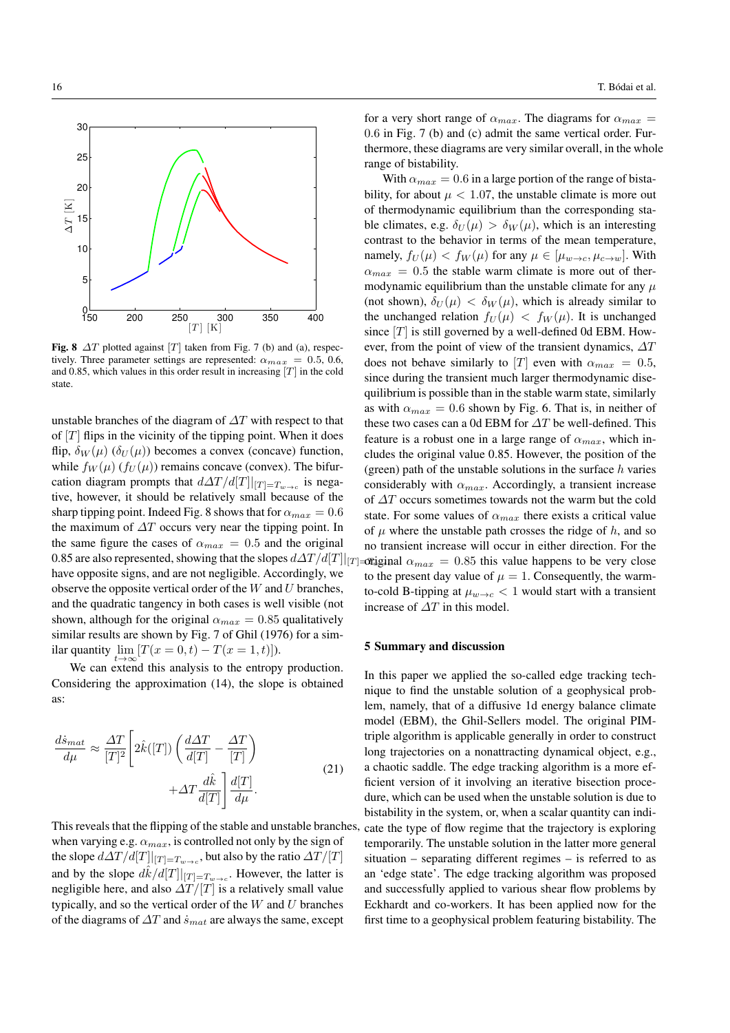Fig. 8 $\Delta T$ plotted against $[T]$ taken from Fig. 7 (b) and (a), respectively. Three parameter settings are represented: $\alpha_{max} = 0.5$, 0.6, and 0.85, which values in this order result in increasing $[T]$ in the cold state.

unstable branches of the diagram of $\Delta T$ with respect to that of $[T]$ flips in the vicinity of the tipping point. When it does flip, $\delta_W(\mu)$ ($\delta_U(\mu)$) becomes a convex (concave) function, while $f_W(\mu)$ ($f_U(\mu)$) remains concave (convex). The bifurcation diagram prompts that $d\Delta T/d[T]|_{[T]=T_{w\to c}}$ is negative, however, it should be relatively small because of the sharp tipping point. Indeed Fig. 8 shows that for $\alpha_{max} = 0.6$ the maximum of $\Delta T$ occurs very near the tipping point. In the same figure the cases of $\alpha_{max} = 0.5$ and the original 0.85 are also represented, showing that the slopes $d\Delta T/d[T]|_{[T]=T_{w\to c}}$ have opposite signs, and are not negligible. Accordingly, we observe the opposite vertical order of the $W$ and $U$ branches, and the quadratic tangency in both cases is well visible (not shown, although for the original $\alpha_{max} = 0.85$ qualitatively similar results are shown by Fig. 7 of Ghil (1976) for a similar quantity $\lim_{t\to\infty}[T(x=0,t) - T(x=1,t)]$).

We can extend this analysis to the entropy production. Considering the approximation (14), the slope is obtained as:

$$\frac{d\dot{s}_{mat}}{d\mu} \approx \frac{\Delta T}{[T]^2}\left[2\hat{k}([T])\left(\frac{d\Delta T}{d[T]} - \frac{\Delta T}{[T]}\right) + \Delta T\frac{d\hat{k}}{d[T]}\right]\frac{d[T]}{d\mu}. \tag{21}$$

This reveals that the flipping of the stable and unstable branches, when varying e.g. $\alpha_{max}$, is controlled not only by the sign of the slope $d\Delta T/d[T]|_{[T]=T_{w\to c}}$, but also by the ratio $\Delta T/[T]$ and by the slope $d\hat{k}/d[T]|_{[T]=T_{w\to c}}$. However, the latter is negligible here, and also $\Delta T/[T]$ is a relatively small value typically, and so the vertical order of the $W$ and $U$ branches of the diagrams of $\Delta T$ and $\dot{s}_{mat}$ are always the same, except for a very short range of $\alpha_{max}$. The diagrams for $\alpha_{max} = 0.6$ in Fig. 7 (b) and (c) admit the same vertical order. Furthermore, these diagrams are very similar overall, in the whole range of bistability.

With $\alpha_{max} = 0.6$ in a large portion of the range of bistability, for about $\mu < 1.07$, the unstable climate is more out of thermodynamic equilibrium than the corresponding stable climates, e.g. $\delta_U(\mu) > \delta_W(\mu)$, which is an interesting contrast to the behavior in terms of the mean temperature, namely, $f_U(\mu) < f_W(\mu)$ for any $\mu \in [\mu_{w\to c}, \mu_{c\to w}]$. With $\alpha_{max} = 0.5$ the stable warm climate is more out of thermodynamic equilibrium than the unstable climate for any $\mu$ (not shown), $\delta_U(\mu) < \delta_W(\mu)$, which is already similar to the unchanged relation $f_U(\mu) < f_W(\mu)$. It is unchanged since $[T]$ is still governed by a well-defined 0d EBM. However, from the point of view of the transient dynamics, $\Delta T$ does not behave similarly to $[T]$ even with $\alpha_{max} = 0.5$, since during the transient much larger thermodynamic disequilibrium is possible than in the stable warm state, similarly as with $\alpha_{max} = 0.6$ shown by Fig. 6. That is, in neither of these two cases can a 0d EBM for $\Delta T$ be well-defined. This feature is a robust one in a large range of $\alpha_{max}$, which includes the original value 0.85. However, the position of the (green) path of the unstable solutions in the surface $h$ varies considerably with $\alpha_{max}$. Accordingly, a transient increase of $\Delta T$ occurs sometimes towards not the warm but the cold state. For some values of $\alpha_{max}$ there exists a critical value of $\mu$ where the unstable path crosses the ridge of $h$, and so no transient increase will occur in either direction. For the original $\alpha_{max} = 0.85$ this value happens to be very close to the present day value of $\mu = 1$. Consequently, the warm-to-cold B-tipping at $\mu_{w\to c} < 1$ would start with a transient increase of $\Delta T$ in this model.

## 5 Summary and discussion

In this paper we applied the so-called edge tracking technique to find the unstable solution of a geophysical problem, namely, that of a diffusive 1d energy balance climate model (EBM), the Ghil-Sellers model. The original PIM-triple algorithm is applicable generally in order to construct long trajectories on a nonattracting dynamical object, e.g., a chaotic saddle. The edge tracking algorithm is a more efficient version of it involving an iterative bisection procedure, which can be used when the unstable solution is due to bistability in the system, or, when a scalar quantity can indicate the type of flow regime that the trajectory is exploring temporarily. The unstable solution in the latter more general situation – separating different regimes – is referred to as an 'edge state'. The edge tracking algorithm was proposed and successfully applied to various shear flow problems by Eckhardt and co-workers. It has been applied now for the first time to a geophysical problem featuring bistability. The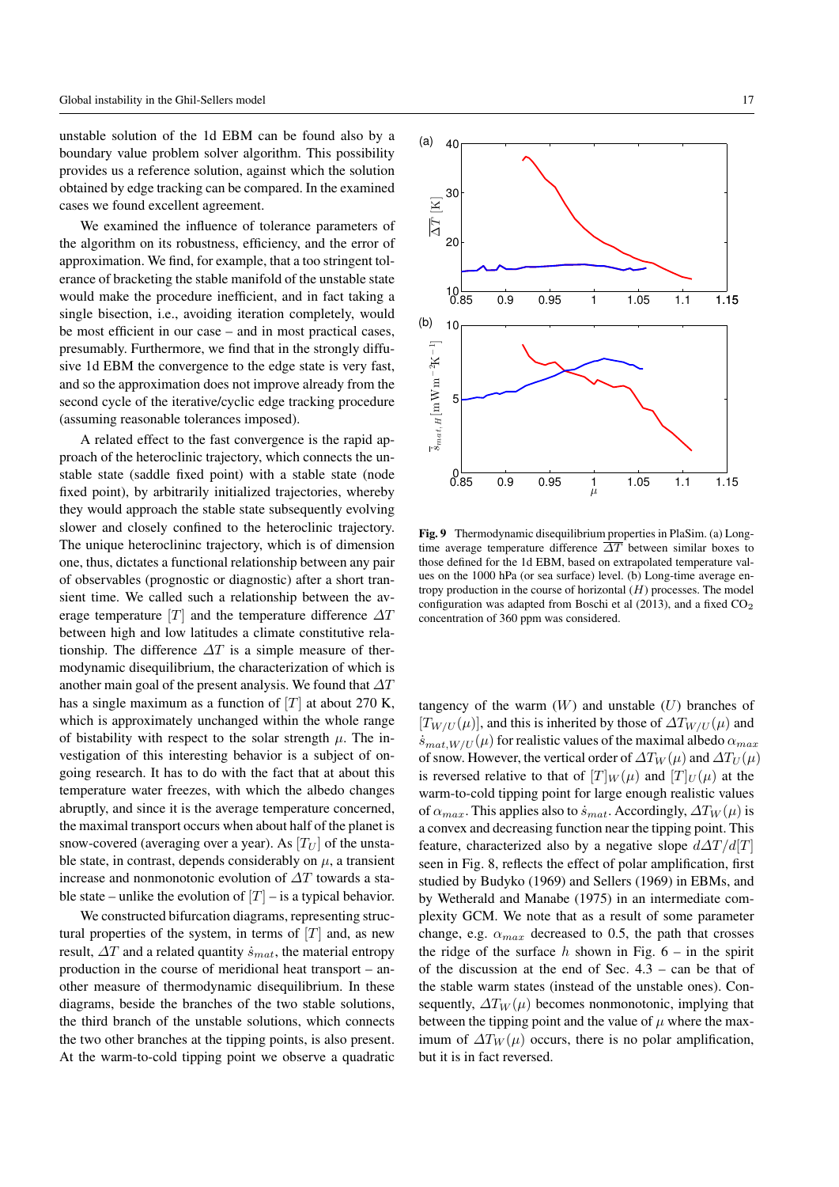unstable solution of the 1d EBM can be found also by a boundary value problem solver algorithm. This possibility provides us a reference solution, against which the solution obtained by edge tracking can be compared. In the examined cases we found excellent agreement.

We examined the influence of tolerance parameters of the algorithm on its robustness, efficiency, and the error of approximation. We find, for example, that a too stringent tolerance of bracketing the stable manifold of the unstable state would make the procedure inefficient, and in fact taking a single bisection, i.e., avoiding iteration completely, would be most efficient in our case – and in most practical cases, presumably. Furthermore, we find that in the strongly diffusive 1d EBM the convergence to the edge state is very fast, and so the approximation does not improve already from the second cycle of the iterative/cyclic edge tracking procedure (assuming reasonable tolerances imposed).

A related effect to the fast convergence is the rapid approach of the heteroclinic trajectory, which connects the unstable state (saddle fixed point) with a stable state (node fixed point), by arbitrarily initialized trajectories, whereby they would approach the stable state subsequently evolving slower and closely confined to the heteroclinic trajectory. The unique heteroclininc trajectory, which is of dimension one, thus, dictates a functional relationship between any pair of observables (prognostic or diagnostic) after a short transient time. We called such a relationship between the average temperature $[T]$ and the temperature difference $\Delta T$ between high and low latitudes a climate constitutive relationship. The difference $\Delta T$ is a simple measure of thermodynamic disequilibrium, the characterization of which is another main goal of the present analysis. We found that $\Delta T$ has a single maximum as a function of $[T]$ at about 270 K, which is approximately unchanged within the whole range of bistability with respect to the solar strength $\mu$. The investigation of this interesting behavior is a subject of ongoing research. It has to do with the fact that at about this temperature water freezes, with which the albedo changes abruptly, and since it is the average temperature concerned, the maximal transport occurs when about half of the planet is snow-covered (averaging over a year). As $[T_U]$ of the unstable state, in contrast, depends considerably on $\mu$, a transient increase and nonmonotonic evolution of $\Delta T$ towards a stable state – unlike the evolution of $[T]$ – is a typical behavior.

We constructed bifurcation diagrams, representing structural properties of the system, in terms of $[T]$ and, as new result, $\Delta T$ and a related quantity $\dot{s}_{mat}$, the material entropy production in the course of meridional heat transport – another measure of thermodynamic disequilibrium. In these diagrams, beside the branches of the two stable solutions, the third branch of the unstable solutions, which connects the two other branches at the tipping points, is also present. At the warm-to-cold tipping point we observe a quadratic tangency of the warm ($W$) and unstable ($U$) branches of $[T_{W/U}(\mu)]$, and this is inherited by those of $\Delta T_{W/U}(\mu)$ and $\dot{s}_{mat,W/U}(\mu)$ for realistic values of the maximal albedo $\alpha_{max}$ of snow. However, the vertical order of $\Delta T_W(\mu)$ and $\Delta T_U(\mu)$ is reversed relative to that of $[T]_W(\mu)$ and $[T]_U(\mu)$ at the warm-to-cold tipping point for large enough realistic values of $\alpha_{max}$. This applies also to $\dot{s}_{mat}$. Accordingly, $\Delta T_W(\mu)$ is a convex and decreasing function near the tipping point. This feature, characterized also by a negative slope $d\Delta T/d[T]$ seen in Fig. 8, reflects the effect of polar amplification, first studied by Budyko (1969) and Sellers (1969) in EBMs, and by Wetherald and Manabe (1975) in an intermediate complexity GCM. We note that as a result of some parameter change, e.g. $\alpha_{max}$ decreased to 0.5, the path that crosses the ridge of the surface $h$ shown in Fig. 6 – in the spirit of the discussion at the end of Sec. 4.3 – can be that of the stable warm states (instead of the unstable ones). Consequently, $\Delta T_W(\mu)$ becomes nonmonotonic, implying that between the tipping point and the value of $\mu$ where the maximum of $\Delta T_W(\mu)$ occurs, there is no polar amplification, but it is in fact reversed.

**Fig. 9** Thermodynamic disequilibrium properties in PlaSim. (a) Long-time average temperature difference $\overline{\Delta T}$ between similar boxes to those defined for the 1d EBM, based on extrapolated temperature values on the 1000 hPa (or sea surface) level. (b) Long-time average entropy production in the course of horizontal ($H$) processes. The model configuration was adapted from Boschi et al (2013), and a fixed $CO_2$ concentration of 360 ppm was considered.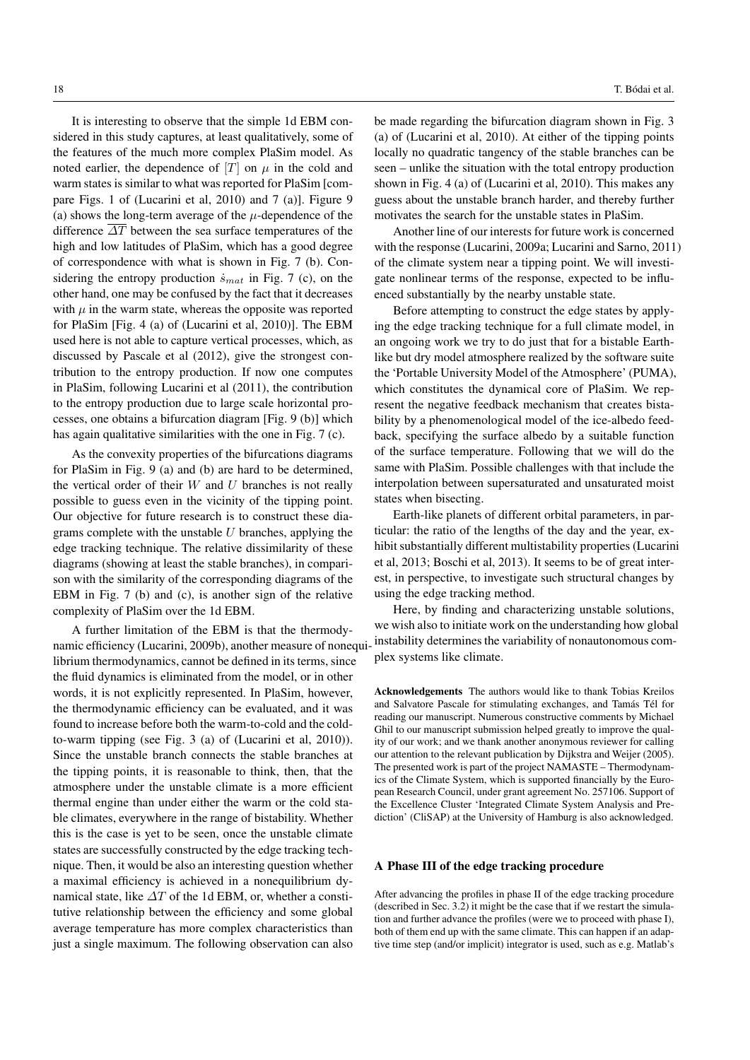It is interesting to observe that the simple 1d EBM considered in this study captures, at least qualitatively, some of the features of the much more complex PlaSim model. As noted earlier, the dependence of $[T]$ on $\mu$ in the cold and warm states is similar to what was reported for PlaSim [compare Figs. 1 of (Lucarini et al, 2010) and 7 (a)]. Figure 9 (a) shows the long-term average of the $\mu$-dependence of the difference $\overline{\Delta T}$ between the sea surface temperatures of the high and low latitudes of PlaSim, which has a good degree of correspondence with what is shown in Fig. 7 (b). Considering the entropy production $\dot{s}_{mat}$ in Fig. 7 (c), on the other hand, one may be confused by the fact that it decreases with $\mu$ in the warm state, whereas the opposite was reported for PlaSim [Fig. 4 (a) of (Lucarini et al, 2010)]. The EBM used here is not able to capture vertical processes, which, as discussed by Pascale et al (2012), give the strongest contribution to the entropy production. If now one computes in PlaSim, following Lucarini et al (2011), the contribution to the entropy production due to large scale horizontal processes, one obtains a bifurcation diagram [Fig. 9 (b)] which has again qualitative similarities with the one in Fig. 7 (c).

As the convexity properties of the bifurcations diagrams for PlaSim in Fig. 9 (a) and (b) are hard to be determined, the vertical order of their $W$ and $U$ branches is not really possible to guess even in the vicinity of the tipping point. Our objective for future research is to construct these diagrams complete with the unstable $U$ branches, applying the edge tracking technique. The relative dissimilarity of these diagrams (showing at least the stable branches), in comparison with the similarity of the corresponding diagrams of the EBM in Fig. 7 (b) and (c), is another sign of the relative complexity of PlaSim over the 1d EBM.

A further limitation of the EBM is that the thermodynamic efficiency (Lucarini, 2009b), another measure of nonequilibrium thermodynamics, cannot be defined in its terms, since the fluid dynamics is eliminated from the model, or in other words, it is not explicitly represented. In PlaSim, however, the thermodynamic efficiency can be evaluated, and it was found to increase before both the warm-to-cold and the cold-to-warm tipping (see Fig. 3 (a) of (Lucarini et al, 2010)). Since the unstable branch connects the stable branches at the tipping points, it is reasonable to think, then, that the atmosphere under the unstable climate is a more efficient thermal engine than under either the warm or the cold stable climates, everywhere in the range of bistability. Whether this is the case is yet to be seen, once the unstable climate states are successfully constructed by the edge tracking technique. Then, it would be also an interesting question whether a maximal efficiency is achieved in a nonequilibrium dynamical state, like $\Delta T$ of the 1d EBM, or, whether a constitutive relationship between the efficiency and some global average temperature has more complex characteristics than just a single maximum. The following observation can also be made regarding the bifurcation diagram shown in Fig. 3 (a) of (Lucarini et al, 2010). At either of the tipping points locally no quadratic tangency of the stable branches can be seen – unlike the situation with the total entropy production shown in Fig. 4 (a) of (Lucarini et al, 2010). This makes any guess about the unstable branch harder, and thereby further motivates the search for the unstable states in PlaSim.

Another line of our interests for future work is concerned with the response (Lucarini, 2009a; Lucarini and Sarno, 2011) of the climate system near a tipping point. We will investigate nonlinear terms of the response, expected to be influenced substantially by the nearby unstable state.

Before attempting to construct the edge states by applying the edge tracking technique for a full climate model, in an ongoing work we try to do just that for a bistable Earth-like but dry model atmosphere realized by the software suite the 'Portable University Model of the Atmosphere' (PUMA), which constitutes the dynamical core of PlaSim. We represent the negative feedback mechanism that creates bistability by a phenomenological model of the ice-albedo feedback, specifying the surface albedo by a suitable function of the surface temperature. Following that we will do the same with PlaSim. Possible challenges with that include the interpolation between supersaturated and unsaturated moist states when bisecting.

Earth-like planets of different orbital parameters, in particular: the ratio of the lengths of the day and the year, exhibit substantially different multistability properties (Lucarini et al, 2013; Boschi et al, 2013). It seems to be of great interest, in perspective, to investigate such structural changes by using the edge tracking method.

Here, by finding and characterizing unstable solutions, we wish also to initiate work on the understanding how global instability determines the variability of nonautonomous complex systems like climate.

**Acknowledgements** The authors would like to thank Tobias Kreilos and Salvatore Pascale for stimulating exchanges, and Tamás Tél for reading our manuscript. Numerous constructive comments by Michael Ghil to our manuscript submission helped greatly to improve the quality of our work; and we thank another anonymous reviewer for calling our attention to the relevant publication by Dijkstra and Weijer (2005). The presented work is part of the project NAMASTE – Thermodynamics of the Climate System, which is supported financially by the European Research Council, under grant agreement No. 257106. Support of the Excellence Cluster 'Integrated Climate System Analysis and Prediction' (CliSAP) at the University of Hamburg is also acknowledged.

## A Phase III of the edge tracking procedure

After advancing the profiles in phase II of the edge tracking procedure (described in Sec. 3.2) it might be the case that if we restart the simulation and further advance the profiles (were we to proceed with phase I), both of them end up with the same climate. This can happen if an adaptive time step (and/or implicit) integrator is used, such as e.g. Matlab's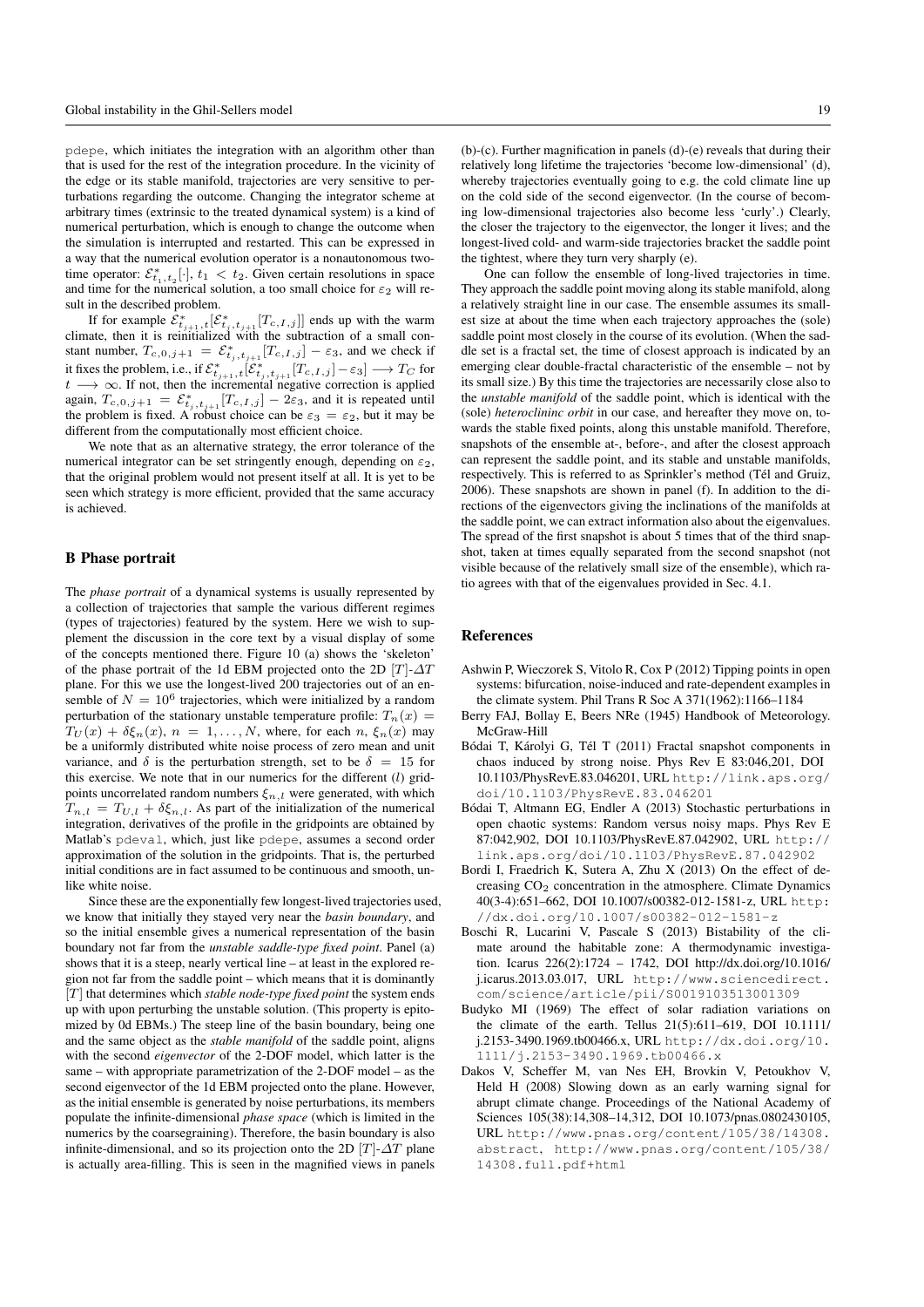pdepe, which initiates the integration with an algorithm other than that is used for the rest of the integration procedure. In the vicinity of the edge or its stable manifold, trajectories are very sensitive to perturbations regarding the outcome. Changing the integrator scheme at arbitrary times (extrinsic to the treated dynamical system) is a kind of numerical perturbation, which is enough to change the outcome when the simulation is interrupted and restarted. This can be expressed in a way that the numerical evolution operator is a nonautonomous two-time operator: $\mathcal{E}^*_{t_1,t_2}[\cdot]$, $t_1 < t_2$. Given certain resolutions in space and time for the numerical solution, a too small choice for $\varepsilon_2$ will result in the described problem.

If for example $\mathcal{E}^*_{t_{j+1},t}[\mathcal{E}^*_{t_j,t_{j+1}}[T_{c,I,j}]]$ ends up with the warm climate, then it is reinitialized with the subtraction of a small constant number, $T_{c,0,j+1} = \mathcal{E}^*_{t_j,t_{j+1}}[T_{c,I,j}] - \varepsilon_3$, and we check if it fixes the problem, i.e., if $\mathcal{E}^*_{t_{j+1},t}[\mathcal{E}^*_{t_j,t_{j+1}}[T_{c,I,j}] - \varepsilon_3] \longrightarrow T_C$ for $t \longrightarrow \infty$. If not, then the incremental negative correction is applied again, $T_{c,0,j+1} = \mathcal{E}^*_{t_j,t_{j+1}}[T_{c,I,j}] - 2\varepsilon_3$, and it is repeated until the problem is fixed. A robust choice can be $\varepsilon_3 = \varepsilon_2$, but it may be different from the computationally most efficient choice.

We note that as an alternative strategy, the error tolerance of the numerical integrator can be set stringently enough, depending on $\varepsilon_2$, that the original problem would not present itself at all. It is yet to be seen which strategy is more efficient, provided that the same accuracy is achieved.

## B Phase portrait

The *phase portrait* of a dynamical systems is usually represented by a collection of trajectories that sample the various different regimes (types of trajectories) featured by the system. Here we wish to supplement the discussion in the core text by a visual display of some of the concepts mentioned there. Figure 10 (a) shows the 'skeleton' of the phase portrait of the 1d EBM projected onto the 2D $[T]$-$\Delta T$ plane. For this we use the longest-lived 200 trajectories out of an ensemble of $N = 10^6$ trajectories, which were initialized by a random perturbation of the stationary unstable temperature profile: $T_n(x) = T_U(x) + \delta\xi_n(x)$, $n = 1,\ldots,N$, where, for each $n$, $\xi_n(x)$ may be a uniformly distributed white noise process of zero mean and unit variance, and $\delta$ is the perturbation strength, set to be $\delta = 15$ for this exercise. We note that in our numerics for the different $(l)$ gridpoints uncorrelated random numbers $\xi_{n,l}$ were generated, with which $T_{n,l} = T_{U,l} + \delta\xi_{n,l}$. As part of the initialization of the numerical integration, derivatives of the profile in the gridpoints are obtained by Matlab's pdeval, which, just like pdepe, assumes a second order approximation of the solution in the gridpoints. That is, the perturbed initial conditions are in fact assumed to be continuous and smooth, unlike white noise.

Since these are the exponentially few longest-lived trajectories used, we know that initially they stayed very near the *basin boundary*, and so the initial ensemble gives a numerical representation of the basin boundary not far from the *unstable saddle-type fixed point*. Panel (a) shows that it is a steep, nearly vertical line – at least in the explored region not far from the saddle point – which means that it is dominantly $[T]$ that determines which *stable node-type fixed point* the system ends up with upon perturbing the unstable solution. (This property is epitomized by 0d EBMs.) The steep line of the basin boundary, being one and the same object as the *stable manifold* of the saddle point, aligns with the second *eigenvector* of the 2-DOF model, which latter is the same – with appropriate parametrization of the 2-DOF model – as the second eigenvector of the 1d EBM projected onto the plane. However, as the initial ensemble is generated by noise perturbations, its members populate the infinite-dimensional *phase space* (which is limited in the numerics by the coarsegraining). Therefore, the basin boundary is also infinite-dimensional, and so its projection onto the 2D $[T]$-$\Delta T$ plane is actually area-filling. This is seen in the magnified views in panels (b)-(c). Further magnification in panels (d)-(e) reveals that during their relatively long lifetime the trajectories 'become low-dimensional' (d), whereby trajectories eventually going to e.g. the cold climate line up on the cold side of the second eigenvector. (In the course of becoming low-dimensional trajectories also become less 'curly'.) Clearly, the closer the trajectory to the eigenvector, the longer it lives; and the longest-lived cold- and warm-side trajectories bracket the saddle point the tightest, where they turn very sharply (e).

One can follow the ensemble of long-lived trajectories in time. They approach the saddle point moving along its stable manifold, along a relatively straight line in our case. The ensemble assumes its smallest size at about the time when each trajectory approaches the (sole) saddle point most closely in the course of its evolution. (When the saddle set is a fractal set, the time of closest approach is indicated by an emerging clear double-fractal characteristic of the ensemble – not by its small size.) By this time the trajectories are necessarily close also to the *unstable manifold* of the saddle point, which is identical with the (sole) *heteroclininc orbit* in our case, and hereafter they move on, towards the stable fixed points, along this unstable manifold. Therefore, snapshots of the ensemble at-, before-, and after the closest approach can represent the saddle point, and its stable and unstable manifolds, respectively. This is referred to as Sprinkler's method (Tél and Gruiz, 2006). These snapshots are shown in panel (f). In addition to the directions of the eigenvectors giving the inclinations of the manifolds at the saddle point, we can extract information also about the eigenvalues. The spread of the first snapshot is about 5 times that of the third snapshot, taken at times equally separated from the second snapshot (not visible because of the relatively small size of the ensemble), which ratio agrees with that of the eigenvalues provided in Sec. 4.1.

## References

Ashwin P, Wieczorek S, Vitolo R, Cox P (2012) Tipping points in open systems: bifurcation, noise-induced and rate-dependent examples in the climate system. Phil Trans R Soc A 371(1962):1166–1184

Berry FAJ, Bollay E, Beers NRe (1945) Handbook of Meteorology. McGraw-Hill

Bódai T, Károlyi G, Tél T (2011) Fractal snapshot components in chaos induced by strong noise. Phys Rev E 83:046,201, DOI 10.1103/PhysRevE.83.046201, URL http://link.aps.org/doi/10.1103/PhysRevE.83.046201

Bódai T, Altmann EG, Endler A (2013) Stochastic perturbations in open chaotic systems: Random versus noisy maps. Phys Rev E 87:042,902, DOI 10.1103/PhysRevE.87.042902, URL http://link.aps.org/doi/10.1103/PhysRevE.87.042902

Bordi I, Fraedrich K, Sutera A, Zhu X (2013) On the effect of decreasing $CO_2$ concentration in the atmosphere. Climate Dynamics 40(3-4):651–662, DOI 10.1007/s00382-012-1581-z, URL http://dx.doi.org/10.1007/s00382-012-1581-z

Boschi R, Lucarini V, Pascale S (2013) Bistability of the climate around the habitable zone: A thermodynamic investigation. Icarus 226(2):1724 – 1742, DOI http://dx.doi.org/10.1016/j.icarus.2013.03.017, URL http://www.sciencedirect.com/science/article/pii/S0019103513001309

Budyko MI (1969) The effect of solar radiation variations on the climate of the earth. Tellus 21(5):611–619, DOI 10.1111/j.2153-3490.1969.tb00466.x, URL http://dx.doi.org/10.1111/j.2153-3490.1969.tb00466.x

Dakos V, Scheffer M, van Nes EH, Brovkin V, Petoukhov V, Held H (2008) Slowing down as an early warning signal for abrupt climate change. Proceedings of the National Academy of Sciences 105(38):14,308–14,312, DOI 10.1073/pnas.0802430105, URL http://www.pnas.org/content/105/38/14308.abstract, http://www.pnas.org/content/105/38/14308.full.pdf+html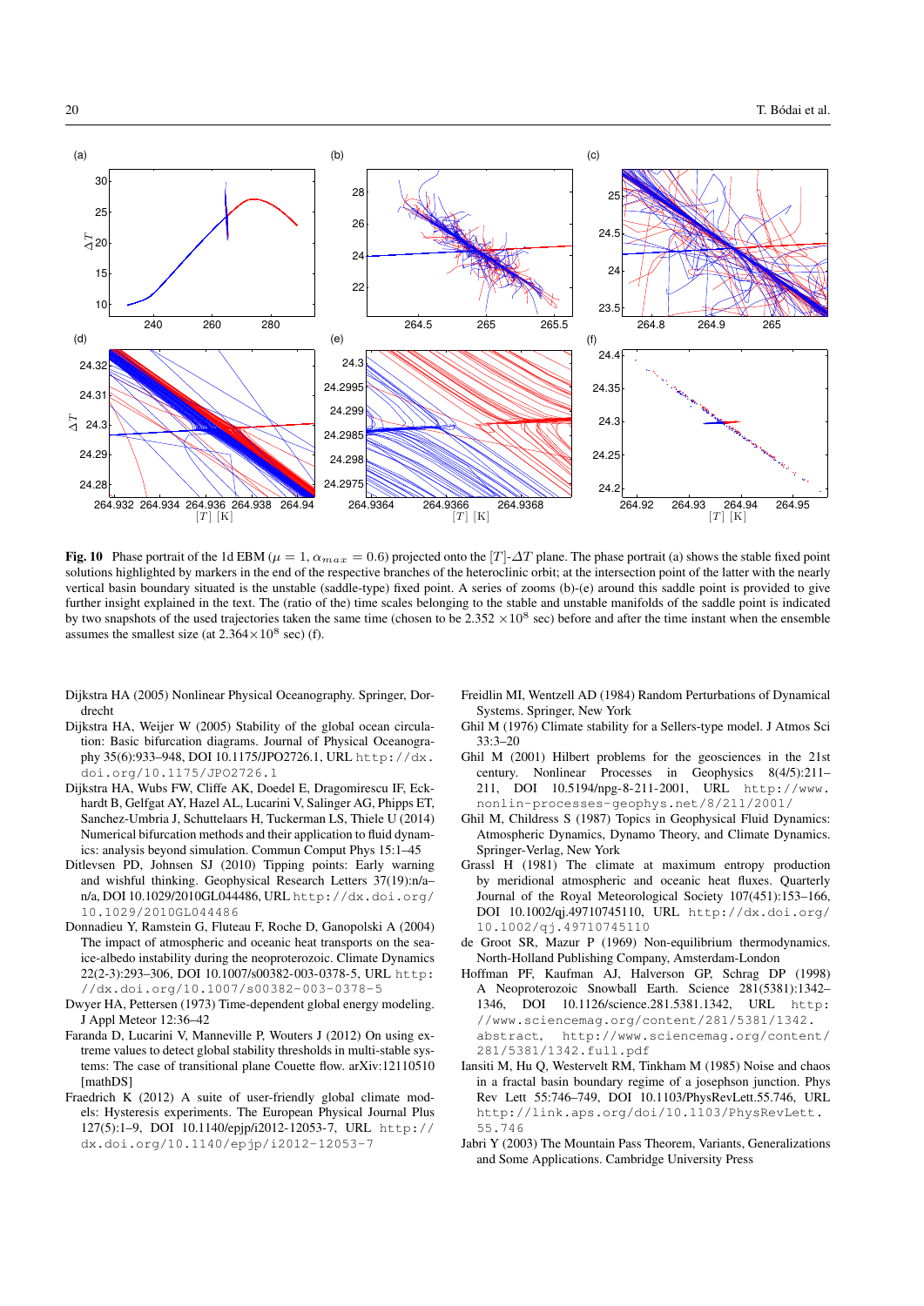**Fig. 10** Phase portrait of the 1d EBM ($\mu = 1$, $\alpha_{max} = 0.6$) projected onto the $[T]$-$\Delta T$ plane. The phase portrait (a) shows the stable fixed point solutions highlighted by markers in the end of the respective branches of the heteroclinic orbit; at the intersection point of the latter with the nearly vertical basin boundary situated is the unstable (saddle-type) fixed point. A series of zooms (b)-(e) around this saddle point is provided to give further insight explained in the text. The (ratio of the) time scales belonging to the stable and unstable manifolds of the saddle point is indicated by two snapshots of the used trajectories taken the same time (chosen to be $2.352 \times 10^8$ sec) before and after the time instant when the ensemble assumes the smallest size (at $2.364 \times 10^8$ sec) (f).

Dijkstra HA (2005) Nonlinear Physical Oceanography. Springer, Dordrecht

Dijkstra HA, Weijer W (2005) Stability of the global ocean circulation: Basic bifurcation diagrams. Journal of Physical Oceanography 35(6):933–948, DOI 10.1175/JPO2726.1, URL http://dx.doi.org/10.1175/JPO2726.1

Dijkstra HA, Wubs FW, Cliffe AK, Doedel E, Dragomirescu IF, Eckhardt B, Gelfgat AY, Hazel AL, Lucarini V, Salinger AG, Phipps ET, Sanchez-Umbria J, Schuttelaars H, Tuckerman LS, Thiele U (2014) Numerical bifurcation methods and their application to fluid dynamics: analysis beyond simulation. Commun Comput Phys 15:1–45

Ditlevsen PD, Johnsen SJ (2010) Tipping points: Early warning and wishful thinking. Geophysical Research Letters 37(19):n/a–n/a, DOI 10.1029/2010GL044486, URL http://dx.doi.org/10.1029/2010GL044486

Donnadieu Y, Ramstein G, Fluteau F, Roche D, Ganopolski A (2004) The impact of atmospheric and oceanic heat transports on the sea-ice-albedo instability during the neoproterozoic. Climate Dynamics 22(2-3):293–306, DOI 10.1007/s00382-003-0378-5, URL http://dx.doi.org/10.1007/s00382-003-0378-5

Dwyer HA, Pettersen (1973) Time-dependent global energy modeling. J Appl Meteor 12:36–42

Faranda D, Lucarini V, Manneville P, Wouters J (2012) On using extreme values to detect global stability thresholds in multi-stable systems: The case of transitional plane Couette flow. arXiv:12110510 [mathDS]

Fraedrich K (2012) A suite of user-friendly global climate models: Hysteresis experiments. The European Physical Journal Plus 127(5):1–9, DOI 10.1140/epjp/i2012-12053-7, URL http://dx.doi.org/10.1140/epjp/i2012-12053-7

Freidlin MI, Wentzell AD (1984) Random Perturbations of Dynamical Systems. Springer, New York

Ghil M (1976) Climate stability for a Sellers-type model. J Atmos Sci 33:3–20

Ghil M (2001) Hilbert problems for the geosciences in the 21st century. Nonlinear Processes in Geophysics 8(4/5):211–211, DOI 10.5194/npg-8-211-2001, URL http://www.nonlin-processes-geophys.net/8/211/2001/

Ghil M, Childress S (1987) Topics in Geophysical Fluid Dynamics: Atmospheric Dynamics, Dynamo Theory, and Climate Dynamics. Springer-Verlag, New York

Grassl H (1981) The climate at maximum entropy production by meridional atmospheric and oceanic heat fluxes. Quarterly Journal of the Royal Meteorological Society 107(451):153–166, DOI 10.1002/qj.49710745110, URL http://dx.doi.org/10.1002/qj.49710745110

de Groot SR, Mazur P (1969) Non-equilibrium thermodynamics. North-Holland Publishing Company, Amsterdam-London

Hoffman PF, Kaufman AJ, Halverson GP, Schrag DP (1998) A Neoproterozoic Snowball Earth. Science 281(5381):1342–1346, DOI 10.1126/science.281.5381.1342, URL http://www.sciencemag.org/content/281/5381/1342.abstract, http://www.sciencemag.org/content/281/5381/1342.full.pdf

Iansiti M, Hu Q, Westervelt RM, Tinkham M (1985) Noise and chaos in a fractal basin boundary regime of a josephson junction. Phys Rev Lett 55:746–749, DOI 10.1103/PhysRevLett.55.746, URL http://link.aps.org/doi/10.1103/PhysRevLett.55.746

Jabri Y (2003) The Mountain Pass Theorem, Variants, Generalizations and Some Applications. Cambridge University Press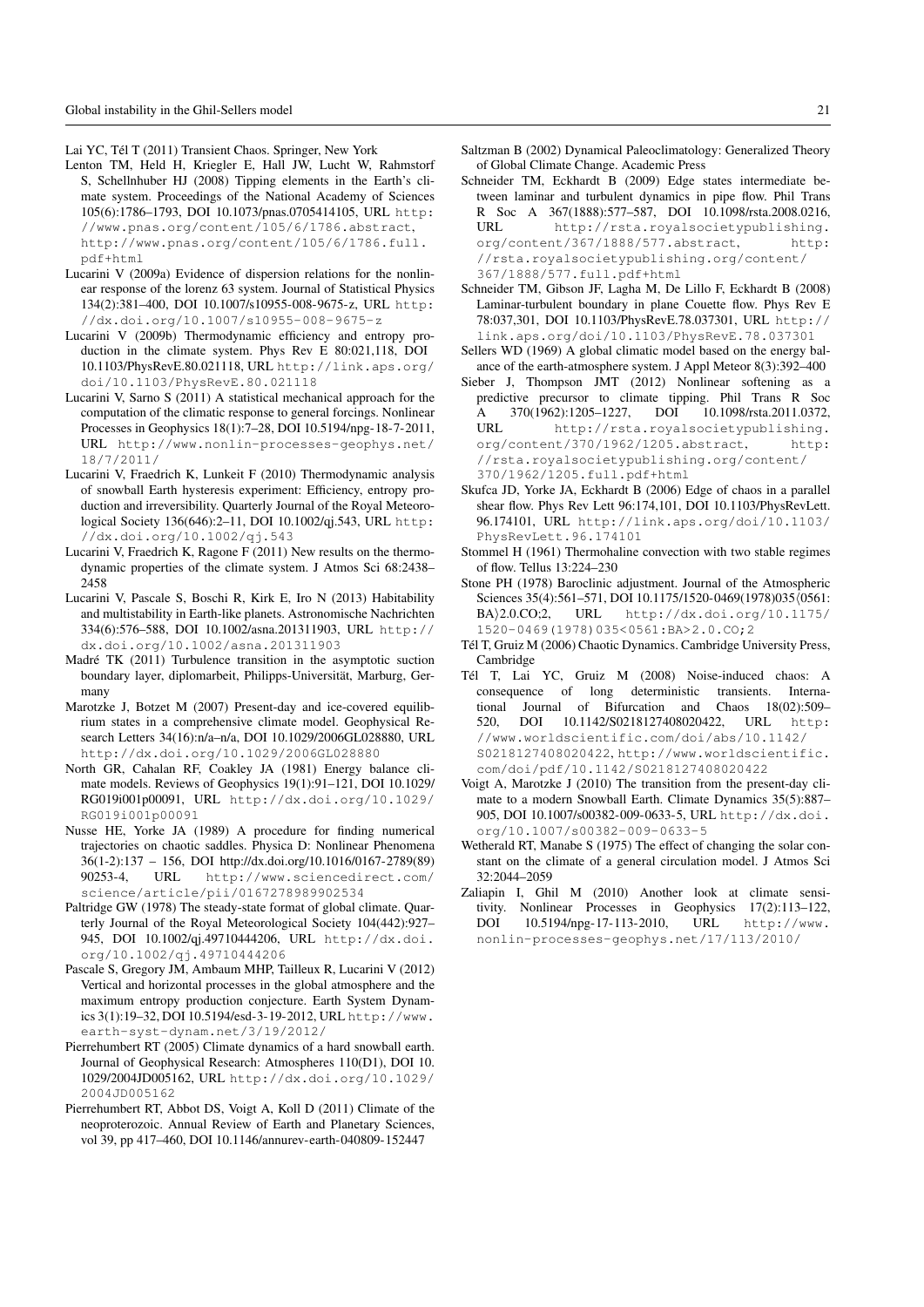Lai YC, Tél T (2011) Transient Chaos. Springer, New York

Lenton TM, Held H, Kriegler E, Hall JW, Lucht W, Rahmstorf S, Schellnhuber HJ (2008) Tipping elements in the Earth's climate system. Proceedings of the National Academy of Sciences 105(6):1786–1793, DOI 10.1073/pnas.0705414105, URL http://www.pnas.org/content/105/6/1786.abstract, http://www.pnas.org/content/105/6/1786.full.pdf+html

Lucarini V (2009a) Evidence of dispersion relations for the nonlinear response of the lorenz 63 system. Journal of Statistical Physics 134(2):381–400, DOI 10.1007/s10955-008-9675-z, URL http://dx.doi.org/10.1007/s10955-008-9675-z

Lucarini V (2009b) Thermodynamic efficiency and entropy production in the climate system. Phys Rev E 80:021,118, DOI 10.1103/PhysRevE.80.021118, URL http://link.aps.org/doi/10.1103/PhysRevE.80.021118

Lucarini V, Sarno S (2011) A statistical mechanical approach for the computation of the climatic response to general forcings. Nonlinear Processes in Geophysics 18(1):7–28, DOI 10.5194/npg-18-7-2011, URL http://www.nonlin-processes-geophys.net/18/7/2011/

Lucarini V, Fraedrich K, Lunkeit F (2010) Thermodynamic analysis of snowball Earth hysteresis experiment: Efficiency, entropy production and irreversibility. Quarterly Journal of the Royal Meteorological Society 136(646):2–11, DOI 10.1002/qj.543, URL http://dx.doi.org/10.1002/qj.543

Lucarini V, Fraedrich K, Ragone F (2011) New results on the thermodynamic properties of the climate system. J Atmos Sci 68:2438–2458

Lucarini V, Pascale S, Boschi R, Kirk E, Iro N (2013) Habitability and multistability in Earth-like planets. Astronomische Nachrichten 334(6):576–588, DOI 10.1002/asna.201311903, URL http://dx.doi.org/10.1002/asna.201311903

Madré TK (2011) Turbulence transition in the asymptotic suction boundary layer, diplomarbeit, Philipps-Universität, Marburg, Germany

Marotzke J, Botzet M (2007) Present-day and ice-covered equilibrium states in a comprehensive climate model. Geophysical Research Letters 34(16):n/a–n/a, DOI 10.1029/2006GL028880, URL http://dx.doi.org/10.1029/2006GL028880

North GR, Cahalan RF, Coakley JA (1981) Energy balance climate models. Reviews of Geophysics 19(1):91–121, DOI 10.1029/RG019i001p00091, URL http://dx.doi.org/10.1029/RG019i001p00091

Nusse HE, Yorke JA (1989) A procedure for finding numerical trajectories on chaotic saddles. Physica D: Nonlinear Phenomena 36(1-2):137 – 156, DOI http://dx.doi.org/10.1016/0167-2789(89)90253-4, URL http://www.sciencedirect.com/science/article/pii/0167278989902534

Paltridge GW (1978) The steady-state format of global climate. Quarterly Journal of the Royal Meteorological Society 104(442):927–945, DOI 10.1002/qj.49710444206, URL http://dx.doi.org/10.1002/qj.49710444206

Pascale S, Gregory JM, Ambaum MHP, Tailleux R, Lucarini V (2012) Vertical and horizontal processes in the global atmosphere and the maximum entropy production conjecture. Earth System Dynamics 3(1):19–32, DOI 10.5194/esd-3-19-2012, URL http://www.earth-syst-dynam.net/3/19/2012/

Pierrehumbert RT (2005) Climate dynamics of a hard snowball earth. Journal of Geophysical Research: Atmospheres 110(D1), DOI 10.1029/2004JD005162, URL http://dx.doi.org/10.1029/2004JD005162

Pierrehumbert RT, Abbot DS, Voigt A, Koll D (2011) Climate of the neoproterozoic. Annual Review of Earth and Planetary Sciences, vol 39, pp 417–460, DOI 10.1146/annurev-earth-040809-152447

Saltzman B (2002) Dynamical Paleoclimatology: Generalized Theory of Global Climate Change. Academic Press

Schneider TM, Eckhardt B (2009) Edge states intermediate between laminar and turbulent dynamics in pipe flow. Phil Trans R Soc A 367(1888):577–587, DOI 10.1098/rsta.2008.0216, URL http://rsta.royalsocietypublishing.org/content/367/1888/577.abstract, http://rsta.royalsocietypublishing.org/content/367/1888/577.full.pdf+html

Schneider TM, Gibson JF, Lagha M, De Lillo F, Eckhardt B (2008) Laminar-turbulent boundary in plane Couette flow. Phys Rev E 78:037,301, DOI 10.1103/PhysRevE.78.037301, URL http://link.aps.org/doi/10.1103/PhysRevE.78.037301

Sellers WD (1969) A global climatic model based on the energy balance of the earth-atmosphere system. J Appl Meteor 8(3):392–400

Sieber J, Thompson JMT (2012) Nonlinear softening as a predictive precursor to climate tipping. Phil Trans R Soc A 370(1962):1205–1227, DOI 10.1098/rsta.2011.0372, URL http://rsta.royalsocietypublishing.org/content/370/1962/1205.abstract, http://rsta.royalsocietypublishing.org/content/370/1962/1205.full.pdf+html

Skufca JD, Yorke JA, Eckhardt B (2006) Edge of chaos in a parallel shear flow. Phys Rev Lett 96:174,101, DOI 10.1103/PhysRevLett.96.174101, URL http://link.aps.org/doi/10.1103/PhysRevLett.96.174101

Stommel H (1961) Thermohaline convection with two stable regimes of flow. Tellus 13:224–230

Stone PH (1978) Baroclinic adjustment. Journal of the Atmospheric Sciences 35(4):561–571, DOI 10.1175/1520-0469(1978)035⟨0561:BA⟩2.0.CO;2, URL http://dx.doi.org/10.1175/1520-0469(1978)035<0561:BA>2.0.CO;2

Tél T, Gruiz M (2006) Chaotic Dynamics. Cambridge University Press, Cambridge

Tél T, Lai YC, Gruiz M (2008) Noise-induced chaos: A consequence of long deterministic transients. International Journal of Bifurcation and Chaos 18(02):509–520, DOI 10.1142/S0218127408020422, URL http://www.worldscientific.com/doi/abs/10.1142/S0218127408020422, http://www.worldscientific.com/doi/pdf/10.1142/S0218127408020422

Voigt A, Marotzke J (2010) The transition from the present-day climate to a modern Snowball Earth. Climate Dynamics 35(5):887–905, DOI 10.1007/s00382-009-0633-5, URL http://dx.doi.org/10.1007/s00382-009-0633-5

Wetherald RT, Manabe S (1975) The effect of changing the solar constant on the climate of a general circulation model. J Atmos Sci 32:2044–2059

Zaliapin I, Ghil M (2010) Another look at climate sensitivity. Nonlinear Processes in Geophysics 17(2):113–122, DOI 10.5194/npg-17-113-2010, URL http://www.nonlin-processes-geophys.net/17/113/2010/